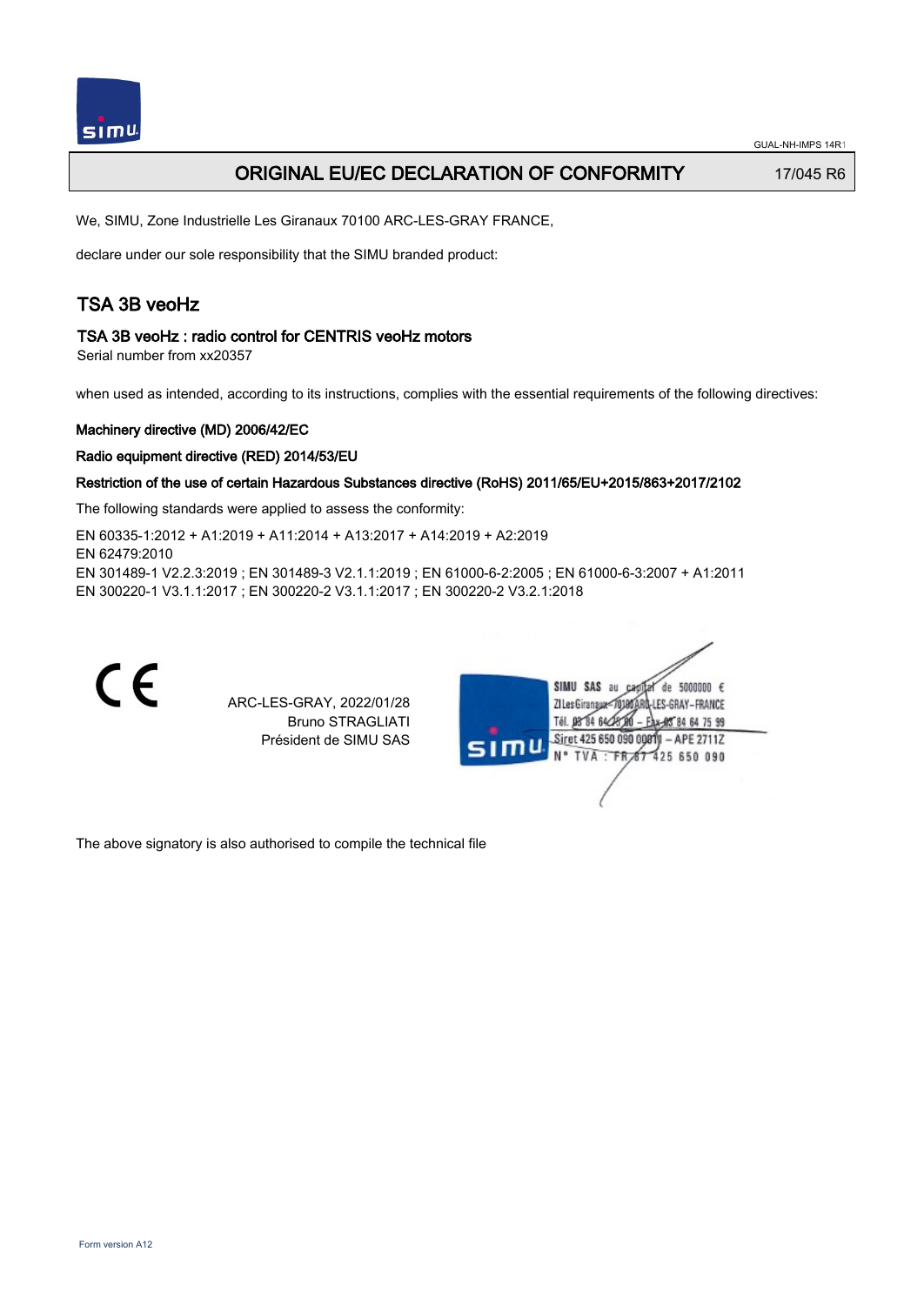# ORIGINAL EU/EC DECLARATION OF CONFORMITY

17/045 R6

We, SIMU, Zone Industrielle Les Giranaux 70100 ARC-LES-GRAY FRANCE,

declare under our sole responsibility that the SIMU branded product:

## TSA 3B veoHz

### TSA 3B veoHz : radio control for CENTRIS veoHz motors

Serial number from xx20357

when used as intended, according to its instructions, complies with the essential requirements of the following directives:

**Machinery directive (MD) 2006/42/EC**

**Radio equipment directive (RED) 2014/53/EU**

**Restriction of the use of certain Hazardous Substances directive (RoHS) 2011/65/EU+2015/863+2017/2102**

The following standards were applied to assess the conformity:

EN 60335‑1:2012 + A1:2019 + A11:2014 + A13:2017 + A14:2019 + A2:2019
EN 62479:2010
EN 301489‑1 V2.2.3:2019 ; EN 301489‑3 V2.1.1:2019 ; EN 61000‑6‑2:2005 ; EN 61000‑6‑3:2007 + A1:2011
EN 300220‑1 V3.1.1:2017 ; EN 300220‑2 V3.1.1:2017 ; EN 300220‑2 V3.2.1:2018

CE

ARC-LES-GRAY, 2022/01/28
Bruno STRAGLIATI
Président de SIMU SAS

SIMU SAS au capital de 5000000 €
ZI Les Giranaux 70100 ARC-LES-GRAY-FRANCE
Tél. 03 84 64 75 00 – Fax 03 84 64 75 99
Siret 425 650 090 00011 – APE 2711Z
N° TVA : FR 87 425 650 090

The above signatory is also authorised to compile the technical file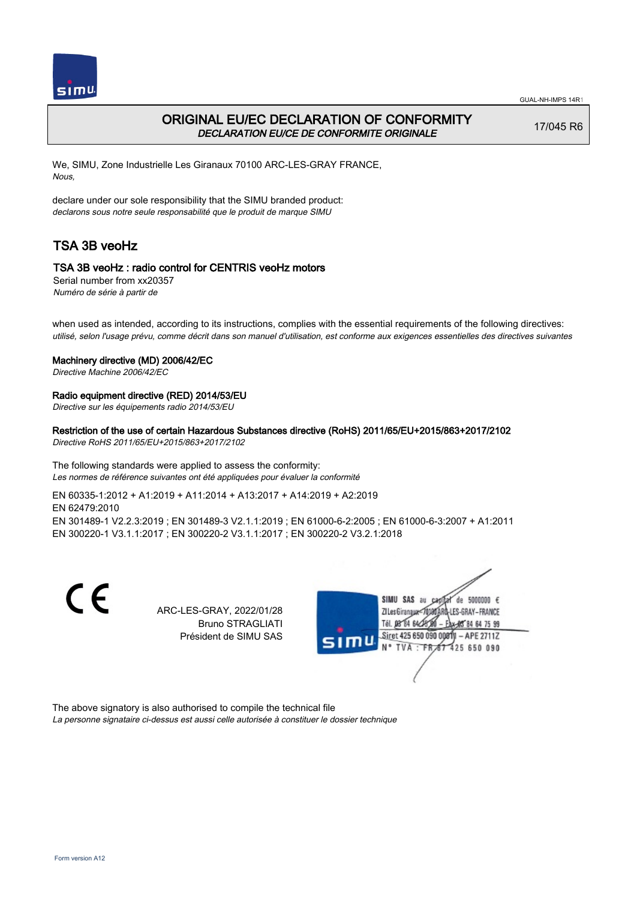# ORIGINAL EU/EC DECLARATION OF CONFORMITY

*DECLARATION EU/CE DE CONFORMITE ORIGINALE*

17/045 R6

We, SIMU, Zone Industrielle Les Giranaux 70100 ARC-LES-GRAY FRANCE,
*Nous,*

declare under our sole responsibility that the SIMU branded product:
*declarons sous notre seule responsabilité que le produit de marque SIMU*

## TSA 3B veoHz

### TSA 3B veoHz : radio control for CENTRIS veoHz motors

Serial number from xx20357
*Numéro de série à partir de*

when used as intended, according to its instructions, complies with the essential requirements of the following directives:
*utilisé, selon l'usage prévu, comme décrit dans son manuel d'utilisation, est conforme aux exigences essentielles des directives suivantes*

**Machinery directive (MD) 2006/42/EC**
*Directive Machine 2006/42/EC*

**Radio equipment directive (RED) 2014/53/EU**
*Directive sur les équipements radio 2014/53/EU*

**Restriction of the use of certain Hazardous Substances directive (RoHS) 2011/65/EU+2015/863+2017/2102**
*Directive RoHS 2011/65/EU+2015/863+2017/2102*

The following standards were applied to assess the conformity:
*Les normes de référence suivantes ont été appliquées pour évaluer la conformité*

EN 60335-1:2012 + A1:2019 + A11:2014 + A13:2017 + A14:2019 + A2:2019
EN 62479:2010
EN 301489-1 V2.2.3:2019 ; EN 301489-3 V2.1.1:2019 ; EN 61000-6-2:2005 ; EN 61000-6-3:2007 + A1:2011
EN 300220-1 V3.1.1:2017 ; EN 300220-2 V3.1.1:2017 ; EN 300220-2 V3.2.1:2018

ARC-LES-GRAY, 2022/01/28
Bruno STRAGLIATI
Président de SIMU SAS

SIMU SAS au capital de 5000000 €
ZI Les Giranaux 70100 ARC-LES-GRAY – FRANCE
Tél. 03 84 64 75 00 – Fax 03 84 64 75 99
Siret 425 650 090 00811 – APE 2711Z
N° TVA : FR 67 425 650 090

The above signatory is also authorised to compile the technical file
*La personne signataire ci-dessus est aussi celle autorisée à constituer le dossier technique*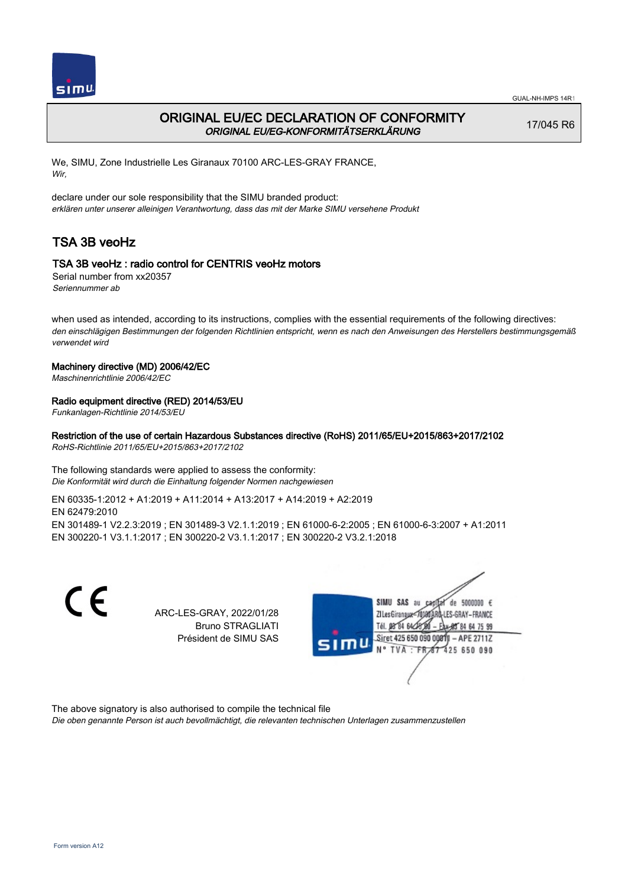GUAL-NH-IMPS 14R1

# ORIGINAL EU/EC DECLARATION OF CONFORMITY

*ORIGINAL EU/EG-KONFORMITÄTSERKLÄRUNG*

17/045 R6

We, SIMU, Zone Industrielle Les Giranaux 70100 ARC-LES-GRAY FRANCE,
*Wir,*

declare under our sole responsibility that the SIMU branded product:
*erklären unter unserer alleinigen Verantwortung, dass das mit der Marke SIMU versehene Produkt*

## TSA 3B veoHz

### TSA 3B veoHz : radio control for CENTRIS veoHz motors

Serial number from xx20357
*Seriennummer ab*

when used as intended, according to its instructions, complies with the essential requirements of the following directives:
*den einschlägigen Bestimmungen der folgenden Richtlinien entspricht, wenn es nach den Anweisungen des Herstellers bestimmungsgemäß verwendet wird*

**Machinery directive (MD) 2006/42/EC**
*Maschinenrichtlinie 2006/42/EC*

**Radio equipment directive (RED) 2014/53/EU**
*Funkanlagen-Richtlinie 2014/53/EU*

**Restriction of the use of certain Hazardous Substances directive (RoHS) 2011/65/EU+2015/863+2017/2102**
*RoHS-Richtlinie 2011/65/EU+2015/863+2017/2102*

The following standards were applied to assess the conformity:
*Die Konformität wird durch die Einhaltung folgender Normen nachgewiesen*

EN 60335-1:2012 + A1:2019 + A11:2014 + A13:2017 + A14:2019 + A2:2019
EN 62479:2010
EN 301489-1 V2.2.3:2019 ; EN 301489-3 V2.1.1:2019 ; EN 61000-6-2:2005 ; EN 61000-6-3:2007 + A1:2011
EN 300220-1 V3.1.1:2017 ; EN 300220-2 V3.1.1:2017 ; EN 300220-2 V3.2.1:2018

CE

ARC-LES-GRAY, 2022/01/28
Bruno STRAGLIATI
Président de SIMU SAS

SIMU SAS au capital de 5000000 €
ZI Les Giranaux 70100 ARC-LES-GRAY-FRANCE
Tél. 03 84 64 75 00 – Fax 03 84 64 75 99
Siret 425 650 090 00011 – APE 2711Z
N° TVA : FR 87 425 650 090

The above signatory is also authorised to compile the technical file
*Die oben genannte Person ist auch bevollmächtigt, die relevanten technischen Unterlagen zusammenzustellen*

Form version A12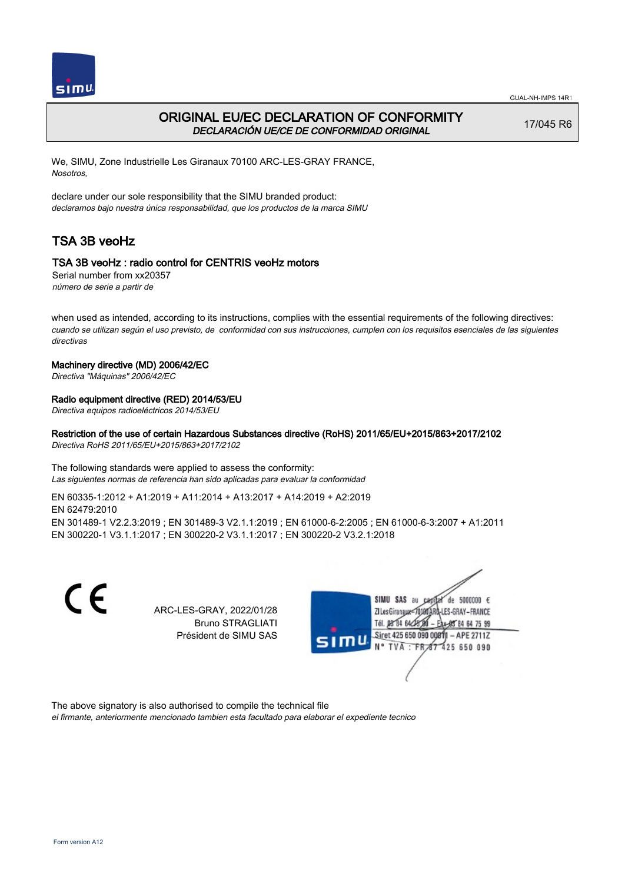# ORIGINAL EU/EC DECLARATION OF CONFORMITY

*DECLARACIÓN UE/CE DE CONFORMIDAD ORIGINAL*

17/045 R6

We, SIMU, Zone Industrielle Les Giranaux 70100 ARC-LES-GRAY FRANCE,
*Nosotros,*

declare under our sole responsibility that the SIMU branded product:
*declaramos bajo nuestra única responsabilidad, que los productos de la marca SIMU*

## TSA 3B veoHz

### TSA 3B veoHz : radio control for CENTRIS veoHz motors

Serial number from xx20357
*número de serie a partir de*

when used as intended, according to its instructions, complies with the essential requirements of the following directives:
*cuando se utilizan según el uso previsto, de conformidad con sus instrucciones, cumplen con los requisitos esenciales de las siguientes directivas*

**Machinery directive (MD) 2006/42/EC**
*Directiva "Máquinas" 2006/42/EC*

**Radio equipment directive (RED) 2014/53/EU**
*Directiva equipos radioeléctricos 2014/53/EU*

**Restriction of the use of certain Hazardous Substances directive (RoHS) 2011/65/EU+2015/863+2017/2102**
*Directiva RoHS 2011/65/EU+2015/863+2017/2102*

The following standards were applied to assess the conformity:
*Las siguientes normas de referencia han sido aplicadas para evaluar la conformidad*

EN 60335-1:2012 + A1:2019 + A11:2014 + A13:2017 + A14:2019 + A2:2019
EN 62479:2010
EN 301489-1 V2.2.3:2019 ; EN 301489-3 V2.1.1:2019 ; EN 61000-6-2:2005 ; EN 61000-6-3:2007 + A1:2011
EN 300220-1 V3.1.1:2017 ; EN 300220-2 V3.1.1:2017 ; EN 300220-2 V3.2.1:2018

ARC-LES-GRAY, 2022/01/28
Bruno STRAGLIATI
Président de SIMU SAS

SIMU SAS au capital de 5000000 €
ZI Les Giranaux 70100 ARC-LES-GRAY-FRANCE
Tél. 03 84 64 75 00 – Fax 03 84 64 75 99
Siret 425 650 090 00011 – APE 2711Z
N° TVA : FR 87 425 650 090

The above signatory is also authorised to compile the technical file
*el firmante, anteriormente mencionado tambien esta facultado para elaborar el expediente tecnico*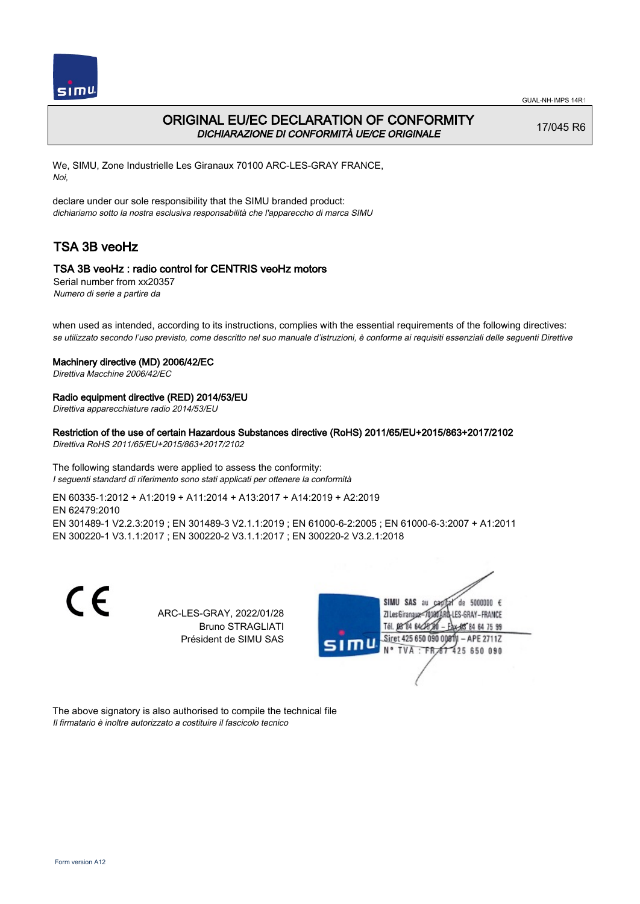# ORIGINAL EU/EC DECLARATION OF CONFORMITY
*DICHIARAZIONE DI CONFORMITÀ UE/CE ORIGINALE*

17/045 R6

We, SIMU, Zone Industrielle Les Giranaux 70100 ARC-LES-GRAY FRANCE,
*Noi,*

declare under our sole responsibility that the SIMU branded product:
*dichiariamo sotto la nostra esclusiva responsabilità che l'apparecchio di marca SIMU*

## TSA 3B veoHz

### TSA 3B veoHz : radio control for CENTRIS veoHz motors

Serial number from xx20357
*Numero di serie a partire da*

when used as intended, according to its instructions, complies with the essential requirements of the following directives:
*se utilizzato secondo l'uso previsto, come descritto nel suo manuale d'istruzioni, è conforme ai requisiti essenziali delle seguenti Direttive*

**Machinery directive (MD) 2006/42/EC**
*Direttiva Macchine 2006/42/EC*

**Radio equipment directive (RED) 2014/53/EU**
*Direttiva apparecchiature radio 2014/53/EU*

**Restriction of the use of certain Hazardous Substances directive (RoHS) 2011/65/EU+2015/863+2017/2102**
*Direttiva RoHS 2011/65/EU+2015/863+2017/2102*

The following standards were applied to assess the conformity:
*I seguenti standard di riferimento sono stati applicati per ottenere la conformità*

EN 60335-1:2012 + A1:2019 + A11:2014 + A13:2017 + A14:2019 + A2:2019
EN 62479:2010
EN 301489-1 V2.2.3:2019 ; EN 301489-3 V2.1.1:2019 ; EN 61000-6-2:2005 ; EN 61000-6-3:2007 + A1:2011
EN 300220-1 V3.1.1:2017 ; EN 300220-2 V3.1.1:2017 ; EN 300220-2 V3.2.1:2018

ARC-LES-GRAY, 2022/01/28
Bruno STRAGLIATI
Président de SIMU SAS

SIMU SAS au capital de 5000000 €
ZI Les Giranaux 70100 ARC-LES-GRAY – FRANCE
Tél. 03 84 64 75 00 – Fax 03 84 64 75 99
Siret 425 650 090 00011 – APE 2711Z
N° TVA : FR 67 425 650 090

The above signatory is also authorised to compile the technical file
*Il firmatario è inoltre autorizzato a costituire il fascicolo tecnico*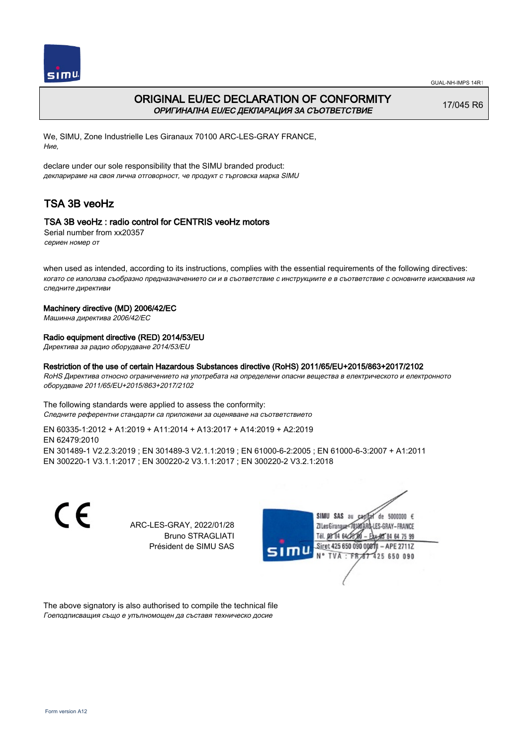GUAL-NH-IMPS 14R1

# ORIGINAL EU/EC DECLARATION OF CONFORMITY
*ОРИГИНАЛНА EU/EC ДЕКЛАРАЦИЯ ЗА СЪОТВЕТСТВИЕ*

17/045 R6

We, SIMU, Zone Industrielle Les Giranaux 70100 ARC-LES-GRAY FRANCE,
*Ние,*

declare under our sole responsibility that the SIMU branded product:
*декларираме на своя лична отговорност, че продукт с търговска марка SIMU*

## TSA 3B veoHz

### TSA 3B veoHz : radio control for CENTRIS veoHz motors

Serial number from xx20357
*сериен номер от*

when used as intended, according to its instructions, complies with the essential requirements of the following directives:
*когато се използва съобразно предназначението си и в съответствие с инструкциите е в съответствие с основните изисквания на следните директиви*

**Machinery directive (MD) 2006/42/EC**
*Машинна директива 2006/42/EC*

**Radio equipment directive (RED) 2014/53/EU**
*Директива за радио оборудване 2014/53/EU*

**Restriction of the use of certain Hazardous Substances directive (RoHS) 2011/65/EU+2015/863+2017/2102**
*RoHS Директива относно ограничението на употребата на определени опасни вещества в електрическото и електронното оборудване 2011/65/EU+2015/863+2017/2102*

The following standards were applied to assess the conformity:
*Следните референтни стандарти са приложени за оценяване на съответствието*

EN 60335-1:2012 + A1:2019 + A11:2014 + A13:2017 + A14:2019 + A2:2019
EN 62479:2010
EN 301489-1 V2.2.3:2019 ; EN 301489-3 V2.1.1:2019 ; EN 61000-6-2:2005 ; EN 61000-6-3:2007 + A1:2011
EN 300220-1 V3.1.1:2017 ; EN 300220-2 V3.1.1:2017 ; EN 300220-2 V3.2.1:2018

CE

ARC-LES-GRAY, 2022/01/28
Bruno STRAGLIATI
Président de SIMU SAS

SIMU SAS au capital de 5000000 €
ZI Les Giranaux 70100 ARC-LES-GRAY-FRANCE
Tél. 03 84 64 75 00 – Fax 03 84 64 75 99
Siret 425 650 090 00011 – APE 2711Z
N° TVA : FR 87 425 650 090

The above signatory is also authorised to compile the technical file
*Гоеподписващия също е упълномощен да съставя техническо досие*

Form version A12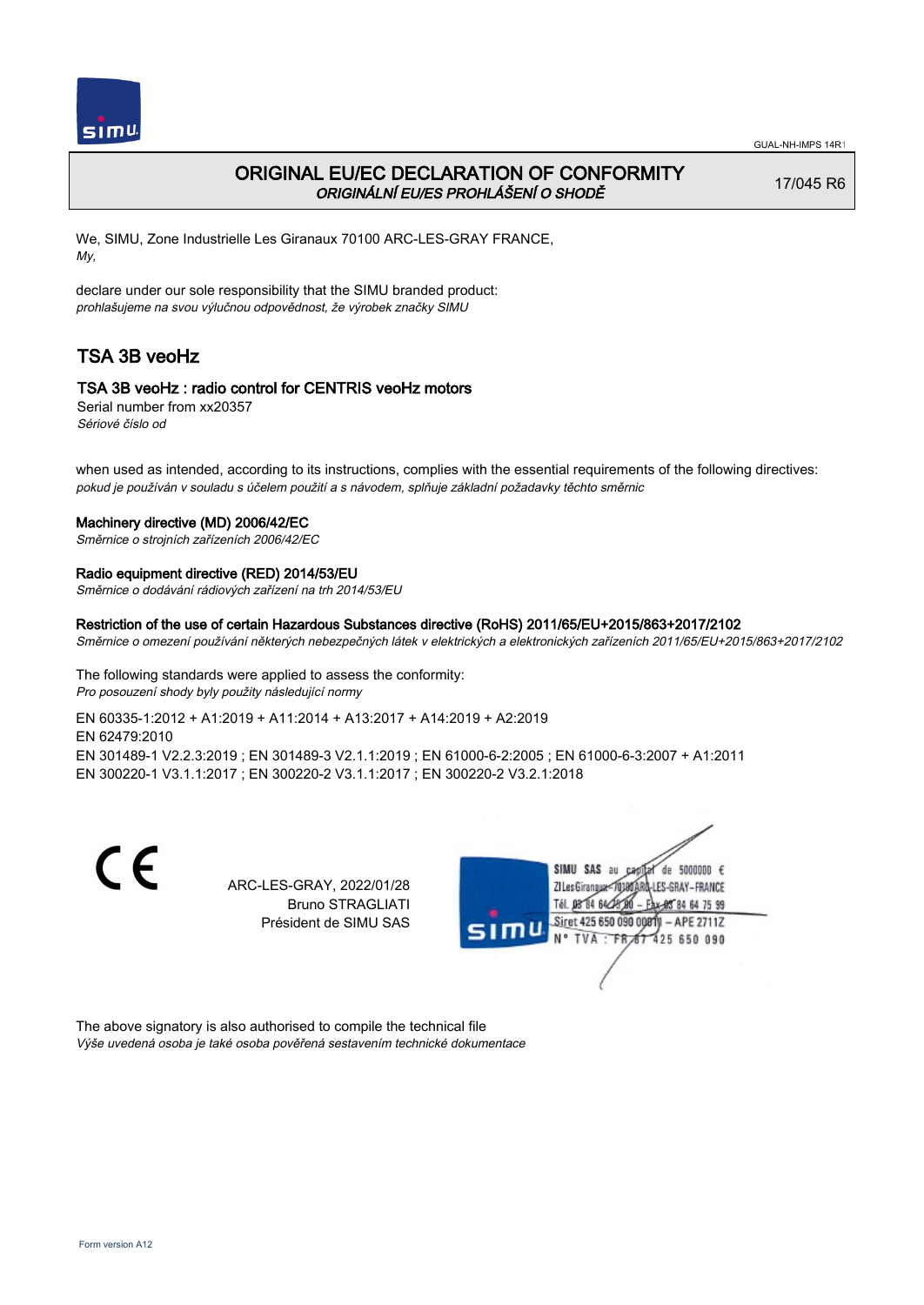# ORIGINAL EU/EC DECLARATION OF CONFORMITY
*ORIGINÁLNÍ EU/ES PROHLÁŠENÍ O SHODĚ*

17/045 R6

We, SIMU, Zone Industrielle Les Giranaux 70100 ARC-LES-GRAY FRANCE,
*My,*

declare under our sole responsibility that the SIMU branded product:
*prohlašujeme na svou výlučnou odpovědnost, že výrobek značky SIMU*

## TSA 3B veoHz

### TSA 3B veoHz : radio control for CENTRIS veoHz motors

Serial number from xx20357
*Sériové číslo od*

when used as intended, according to its instructions, complies with the essential requirements of the following directives:
*pokud je používán v souladu s účelem použití a s návodem, splňuje základní požadavky těchto směrnic*

**Machinery directive (MD) 2006/42/EC**
*Směrnice o strojních zařízeních 2006/42/EC*

**Radio equipment directive (RED) 2014/53/EU**
*Směrnice o dodávání rádiových zařízení na trh 2014/53/EU*

**Restriction of the use of certain Hazardous Substances directive (RoHS) 2011/65/EU+2015/863+2017/2102**
*Směrnice o omezení používání některých nebezpečných látek v elektrických a elektronických zařízeních 2011/65/EU+2015/863+2017/2102*

The following standards were applied to assess the conformity:
*Pro posouzení shody byly použity následující normy*

EN 60335-1:2012 + A1:2019 + A11:2014 + A13:2017 + A14:2019 + A2:2019
EN 62479:2010
EN 301489-1 V2.2.3:2019 ; EN 301489-3 V2.1.1:2019 ; EN 61000-6-2:2005 ; EN 61000-6-3:2007 + A1:2011
EN 300220-1 V3.1.1:2017 ; EN 300220-2 V3.1.1:2017 ; EN 300220-2 V3.2.1:2018

ARC-LES-GRAY, 2022/01/28
Bruno STRAGLIATI
Président de SIMU SAS

SIMU SAS au capital de 5000000 €
ZI Les Giranaux 70100 ARC-LES-GRAY-FRANCE
Tél. 03 84 64 75 00 – Fax 03 84 64 75 99
Siret 425 650 090 00811 – APE 2711Z
N° TVA : FR 87 425 650 090

The above signatory is also authorised to compile the technical file
*Výše uvedená osoba je také osoba pověřená sestavením technické dokumentace*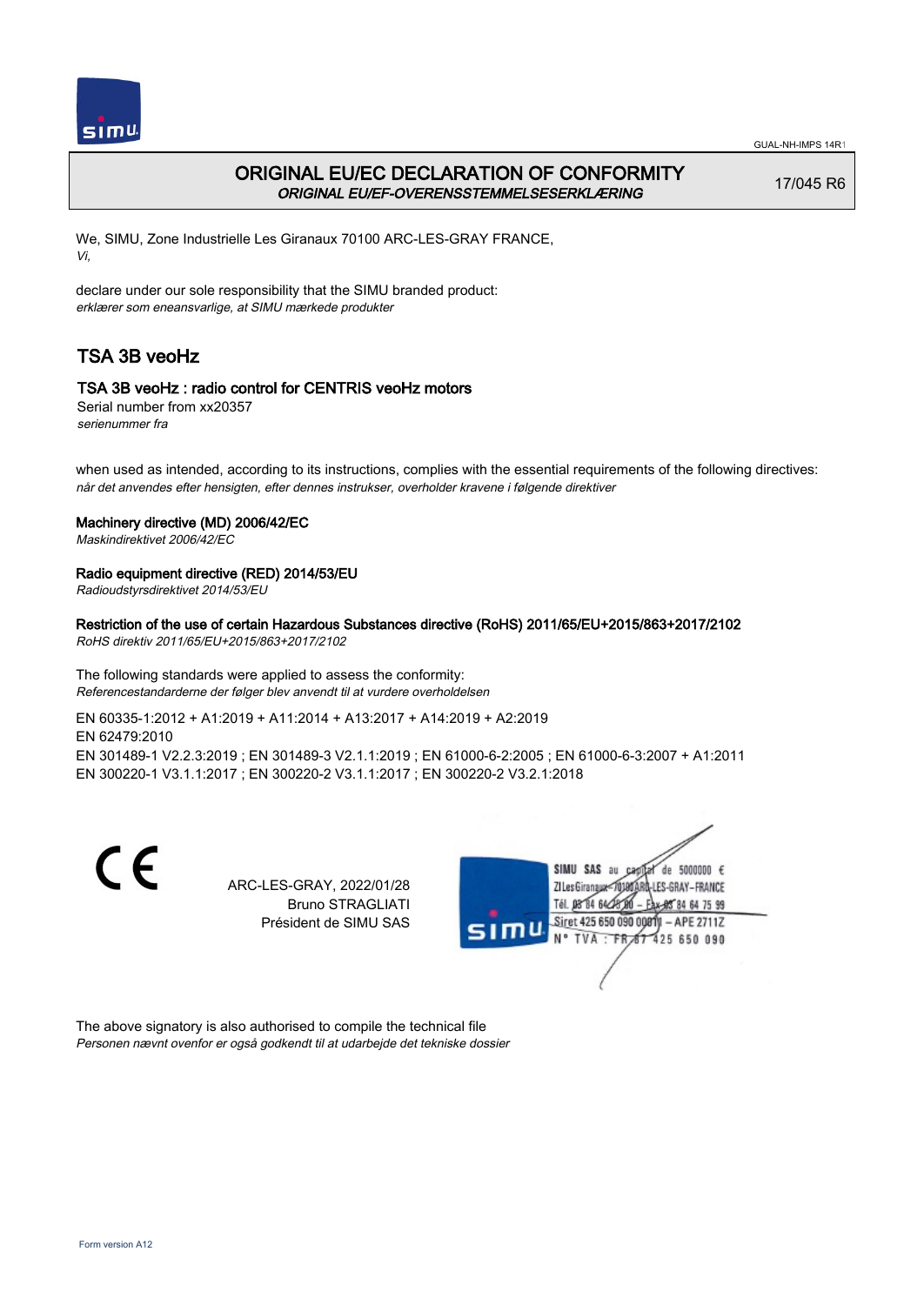# ORIGINAL EU/EC DECLARATION OF CONFORMITY

***ORIGINAL EU/EF-OVERENSSTEMMELSESERKLÆRING***

17/045 R6

We, SIMU, Zone Industrielle Les Giranaux 70100 ARC-LES-GRAY FRANCE,
*Vi,*

declare under our sole responsibility that the SIMU branded product:
*erklærer som eneansvarlige, at SIMU mærkede produkter*

## TSA 3B veoHz

### TSA 3B veoHz : radio control for CENTRIS veoHz motors

Serial number from xx20357
*serienummer fra*

when used as intended, according to its instructions, complies with the essential requirements of the following directives:
*når det anvendes efter hensigten, efter dennes instrukser, overholder kravene i følgende direktiver*

**Machinery directive (MD) 2006/42/EC**
*Maskindirektivet 2006/42/EC*

**Radio equipment directive (RED) 2014/53/EU**
*Radioudstyrsdirektivet 2014/53/EU*

**Restriction of the use of certain Hazardous Substances directive (RoHS) 2011/65/EU+2015/863+2017/2102**
*RoHS direktiv 2011/65/EU+2015/863+2017/2102*

The following standards were applied to assess the conformity:
*Referencestandarderne der følger blev anvendt til at vurdere overholdelsen*

EN 60335-1:2012 + A1:2019 + A11:2014 + A13:2017 + A14:2019 + A2:2019
EN 62479:2010
EN 301489-1 V2.2.3:2019 ; EN 301489-3 V2.1.1:2019 ; EN 61000-6-2:2005 ; EN 61000-6-3:2007 + A1:2011
EN 300220-1 V3.1.1:2017 ; EN 300220-2 V3.1.1:2017 ; EN 300220-2 V3.2.1:2018

CE

ARC-LES-GRAY, 2022/01/28
Bruno STRAGLIATI
Président de SIMU SAS

SIMU SAS au capital de 5000000 €
ZI Les Giranaux 70100 ARC-LES-GRAY-FRANCE
Tél. 03 84 64 75 00 – Fax 03 84 64 75 99
Siret 425 650 090 00011 – APE 2711Z
N° TVA : FR 87 425 650 090

The above signatory is also authorised to compile the technical file
*Personen nævnt ovenfor er også godkendt til at udarbejde det tekniske dossier*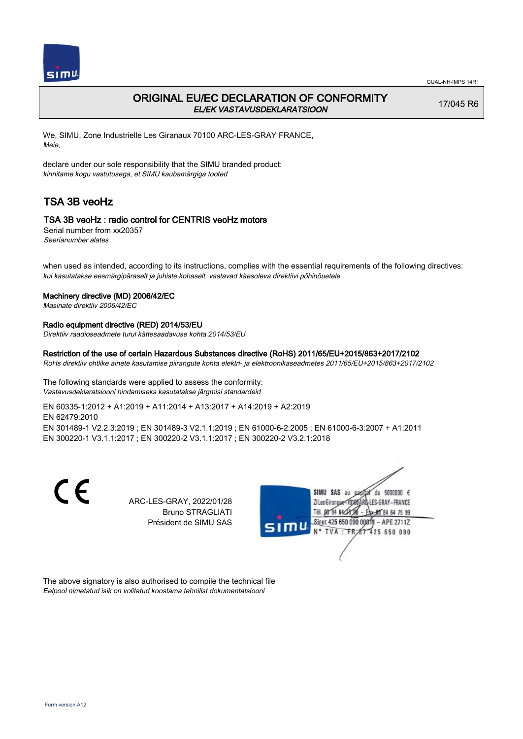GUAL-NH-IMPS 14R1

# ORIGINAL EU/EC DECLARATION OF CONFORMITY

*EL/EK VASTAVUSDEKLARATSIOON*

17/045 R6

We, SIMU, Zone Industrielle Les Giranaux 70100 ARC-LES-GRAY FRANCE,
*Meie,*

declare under our sole responsibility that the SIMU branded product:
*kinnitame kogu vastutusega, et SIMU kaubamärgiga tooted*

## TSA 3B veoHz

### TSA 3B veoHz : radio control for CENTRIS veoHz motors

Serial number from xx20357
*Seerianumber alates*

when used as intended, according to its instructions, complies with the essential requirements of the following directives:
*kui kasutatakse eesmärgipäraselt ja juhiste kohaselt, vastavad käesoleva direktiivi põhinõuetele*

**Machinery directive (MD) 2006/42/EC**
*Masinate direktiiv 2006/42/EC*

**Radio equipment directive (RED) 2014/53/EU**
*Direktiiv raadioseadmete turul kättesaadavuse kohta 2014/53/EU*

**Restriction of the use of certain Hazardous Substances directive (RoHS) 2011/65/EU+2015/863+2017/2102**
*RoHs direktiiv ohtlike ainete kasutamise piirangute kohta elektri- ja elektroonikaseadmetes 2011/65/EU+2015/863+2017/2102*

The following standards were applied to assess the conformity:
*Vastavusdeklaratsiooni hindamiseks kasutatakse järgmisi standardeid*

EN 60335-1:2012 + A1:2019 + A11:2014 + A13:2017 + A14:2019 + A2:2019
EN 62479:2010
EN 301489-1 V2.2.3:2019 ; EN 301489-3 V2.1.1:2019 ; EN 61000-6-2:2005 ; EN 61000-6-3:2007 + A1:2011
EN 300220-1 V3.1.1:2017 ; EN 300220-2 V3.1.1:2017 ; EN 300220-2 V3.2.1:2018

CE

ARC-LES-GRAY, 2022/01/28
Bruno STRAGLIATI
Président de SIMU SAS

SIMU SAS au capital de 5000000 €
ZI Les Giranaux 70100 ARC-LES-GRAY-FRANCE
Tél. 03 84 64 75 00 – Fax 03 84 64 75 99
Siret 425 650 090 00811 – APE 2711Z
N° TVA : FR 67 425 650 090

The above signatory is also authorised to compile the technical file
*Eelpool nimetatud isik on volitatud koostama tehnilist dokumentatsiooni*

Form version A12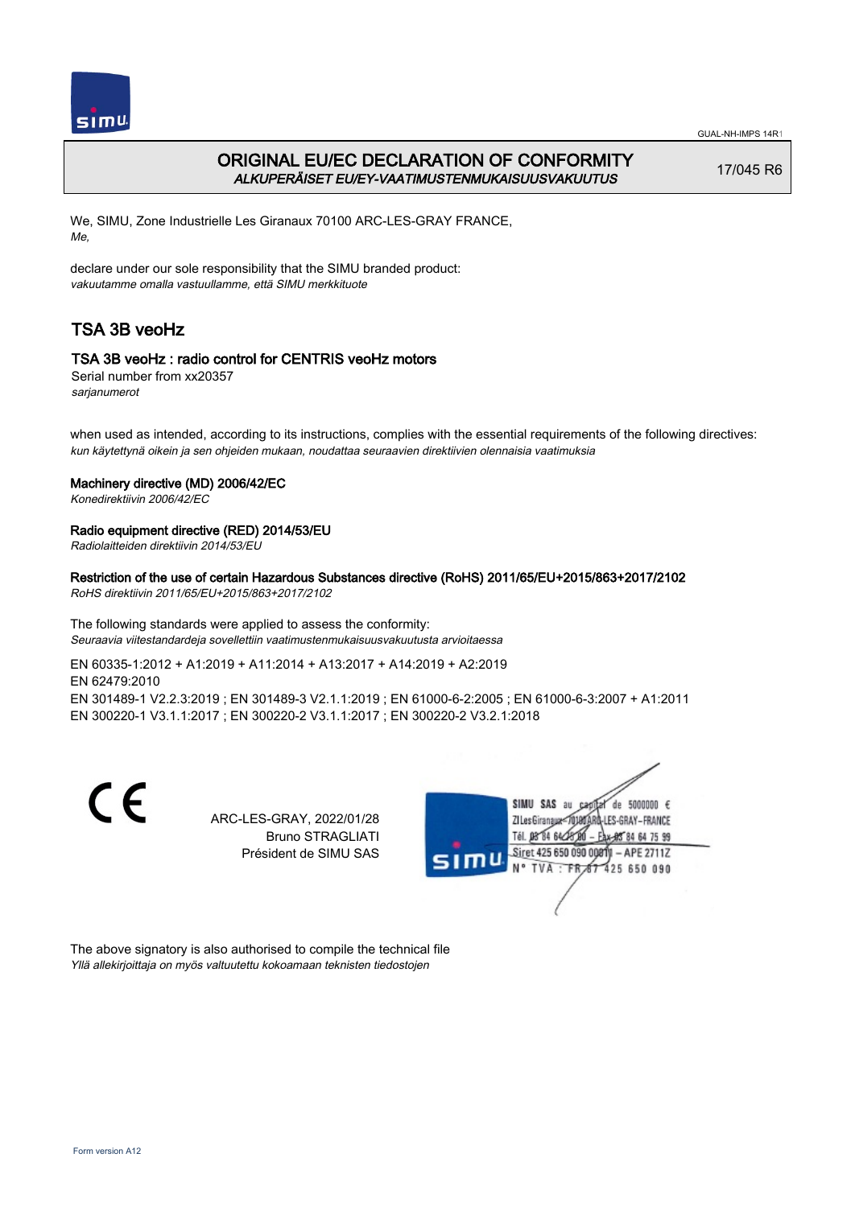GUAL-NH-IMPS 14R1

# ORIGINAL EU/EC DECLARATION OF CONFORMITY
*ALKUPERÄISET EU/EY-VAATIMUSTENMUKAISUUSVAKUUTUS*

17/045 R6

We, SIMU, Zone Industrielle Les Giranaux 70100 ARC-LES-GRAY FRANCE,
*Me,*

declare under our sole responsibility that the SIMU branded product:
*vakuutamme omalla vastuullamme, että SIMU merkkituote*

## TSA 3B veoHz

### TSA 3B veoHz : radio control for CENTRIS veoHz motors

Serial number from xx20357
*sarjanumerot*

when used as intended, according to its instructions, complies with the essential requirements of the following directives:
*kun käytettynä oikein ja sen ohjeiden mukaan, noudattaa seuraavien direktiivien olennaisia vaatimuksia*

**Machinery directive (MD) 2006/42/EC**
*Konedirektiivin 2006/42/EC*

**Radio equipment directive (RED) 2014/53/EU**
*Radiolaitteiden direktiivin 2014/53/EU*

**Restriction of the use of certain Hazardous Substances directive (RoHS) 2011/65/EU+2015/863+2017/2102**
*RoHS direktiivin 2011/65/EU+2015/863+2017/2102*

The following standards were applied to assess the conformity:
*Seuraavia viitestandardeja sovellettiin vaatimustenmukaisuusvakuutusta arvioitaessa*

EN 60335-1:2012 + A1:2019 + A11:2014 + A13:2017 + A14:2019 + A2:2019
EN 62479:2010
EN 301489-1 V2.2.3:2019 ; EN 301489-3 V2.1.1:2019 ; EN 61000-6-2:2005 ; EN 61000-6-3:2007 + A1:2011
EN 300220-1 V3.1.1:2017 ; EN 300220-2 V3.1.1:2017 ; EN 300220-2 V3.2.1:2018

CE

ARC-LES-GRAY, 2022/01/28
Bruno STRAGLIATI
Président de SIMU SAS

SIMU SAS au capital de 5000000 €
ZI Les Giranaux 70100 ARC-LES-GRAY-FRANCE
Tél. 03 84 64 75 00 – Fax 03 84 64 75 99
Siret 425 650 090 00011 – APE 2711Z
N° TVA : FR 87 425 650 090

The above signatory is also authorised to compile the technical file
*Yllä allekirjoittaja on myös valtuutettu kokoamaan teknisten tiedostojen*

Form version A12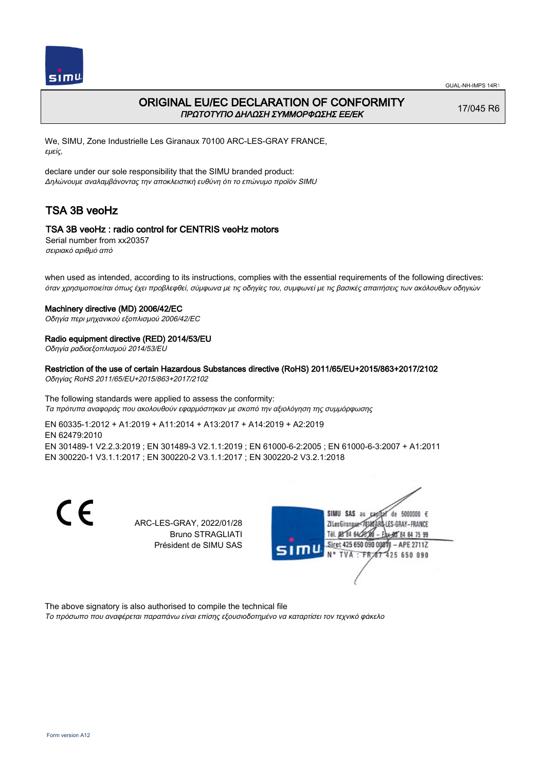# ORIGINAL EU/EC DECLARATION OF CONFORMITY

*ΠΡΩΤΟΤΥΠΟ ΔΗΛΩΣΗ ΣΥΜΜΟΡΦΩΣΗΣ ΕΕ/ΕΚ*

17/045 R6

We, SIMU, Zone Industrielle Les Giranaux 70100 ARC-LES-GRAY FRANCE,
*εμείς,*

declare under our sole responsibility that the SIMU branded product:
*Δηλώνουμε αναλαμβάνοντας την αποκλειστική ευθύνη ότι το επώνυμο προϊόν SIMU*

## TSA 3B veoHz

### TSA 3B veoHz : radio control for CENTRIS veoHz motors

Serial number from xx20357
*σειριακό αριθμό από*

when used as intended, according to its instructions, complies with the essential requirements of the following directives:
*όταν χρησιμοποιείται όπως έχει προβλεφθεί, σύμφωνα με τις οδηγίες του, συμφωνεί με τις βασικές απαιτήσεις των ακόλουθων οδηγιών*

**Machinery directive (MD) 2006/42/EC**
*Οδηγία περι μηχανικού εξοπλισμού 2006/42/EC*

**Radio equipment directive (RED) 2014/53/EU**
*Οδηγία ραδιοεξοπλισμού 2014/53/EU*

**Restriction of the use of certain Hazardous Substances directive (RoHS) 2011/65/EU+2015/863+2017/2102**
*Οδηγίας RoHS 2011/65/EU+2015/863+2017/2102*

The following standards were applied to assess the conformity:
*Τα πρότυπα αναφοράς που ακολουθούν εφαρμόστηκαν με σκοπό την αξιολόγηση της συμμόρφωσης*

EN 60335-1:2012 + A1:2019 + A11:2014 + A13:2017 + A14:2019 + A2:2019
EN 62479:2010
EN 301489-1 V2.2.3:2019 ; EN 301489-3 V2.1.1:2019 ; EN 61000-6-2:2005 ; EN 61000-6-3:2007 + A1:2011
EN 300220-1 V3.1.1:2017 ; EN 300220-2 V3.1.1:2017 ; EN 300220-2 V3.2.1:2018

CE

ARC-LES-GRAY, 2022/01/28
Bruno STRAGLIATI
Président de SIMU SAS

SIMU SAS au capital de 5000000 €
ZI Les Giranaux 70100 ARC-LES-GRAY-FRANCE
Tél. 03 84 64 75 00 – Fax 03 84 64 75 99
Siret 425 650 090 00011 – APE 2711Z
N° TVA : FR 87 425 650 090

The above signatory is also authorised to compile the technical file
*Το πρόσωπο που αναφέρεται παραπάνω είναι επίσης εξουσιοδοτημένο να καταρτίσει τον τεχνικό φάκελο*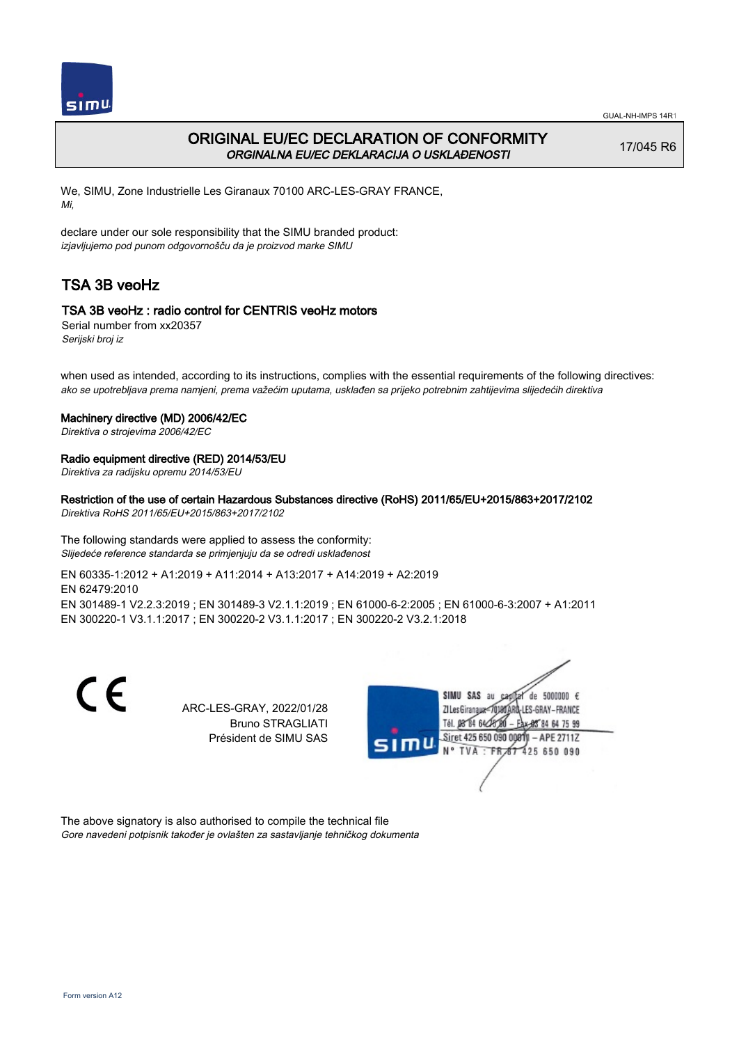# ORIGINAL EU/EC DECLARATION OF CONFORMITY

*ORGINALNA EU/EC DEKLARACIJA O USKLAĐENOSTI*

17/045 R6

We, SIMU, Zone Industrielle Les Giranaux 70100 ARC-LES-GRAY FRANCE,
*Mi,*

declare under our sole responsibility that the SIMU branded product:
*izjavljujemo pod punom odgovornošču da je proizvod marke SIMU*

## TSA 3B veoHz

### TSA 3B veoHz : radio control for CENTRIS veoHz motors

Serial number from xx20357
*Serijski broj iz*

when used as intended, according to its instructions, complies with the essential requirements of the following directives:
*ako se upotrebljava prema namjeni, prema važećim uputama, usklađen sa prijeko potrebnim zahtijevima slijedećih direktiva*

**Machinery directive (MD) 2006/42/EC**
*Direktiva o strojevima 2006/42/EC*

**Radio equipment directive (RED) 2014/53/EU**
*Direktiva za radijsku opremu 2014/53/EU*

**Restriction of the use of certain Hazardous Substances directive (RoHS) 2011/65/EU+2015/863+2017/2102**
*Direktiva RoHS 2011/65/EU+2015/863+2017/2102*

The following standards were applied to assess the conformity:
*Slijedeće reference standarda se primjenjuju da se odredi usklađenost*

EN 60335-1:2012 + A1:2019 + A11:2014 + A13:2017 + A14:2019 + A2:2019
EN 62479:2010
EN 301489-1 V2.2.3:2019 ; EN 301489-3 V2.1.1:2019 ; EN 61000-6-2:2005 ; EN 61000-6-3:2007 + A1:2011
EN 300220-1 V3.1.1:2017 ; EN 300220-2 V3.1.1:2017 ; EN 300220-2 V3.2.1:2018

CE

ARC-LES-GRAY, 2022/01/28
Bruno STRAGLIATI
Président de SIMU SAS

SIMU SAS au capital de 5000000 €
ZI Les Giranaux 70100 ARC-LES-GRAY-FRANCE
Tél. 03 84 64 75 00 – Fax 03 84 64 75 99
Siret 425 650 090 00811 – APE 2711Z
N° TVA : FR 87 425 650 090

The above signatory is also authorised to compile the technical file
*Gore navedeni potpisnik također je ovlašten za sastavljanje tehničkog dokumenta*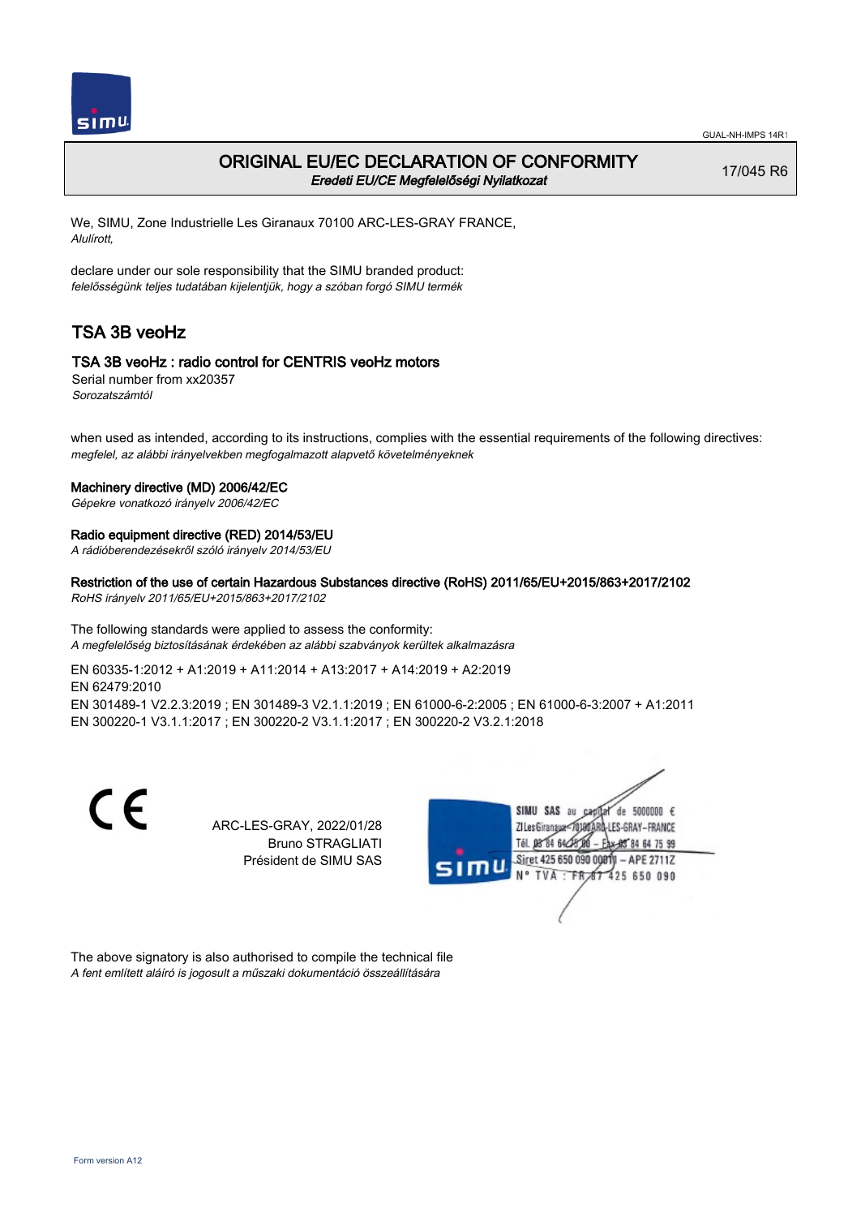# ORIGINAL EU/EC DECLARATION OF CONFORMITY

*Eredeti EU/CE Megfelelőségi Nyilatkozat*

17/045 R6

We, SIMU, Zone Industrielle Les Giranaux 70100 ARC-LES-GRAY FRANCE,
*Alulírott,*

declare under our sole responsibility that the SIMU branded product:
*felelősségünk teljes tudatában kijelentjük, hogy a szóban forgó SIMU termék*

## TSA 3B veoHz

### TSA 3B veoHz : radio control for CENTRIS veoHz motors

Serial number from xx20357
*Sorozatszámtól*

when used as intended, according to its instructions, complies with the essential requirements of the following directives:
*megfelel, az alábbi irányelvekben megfogalmazott alapvető követelményeknek*

**Machinery directive (MD) 2006/42/EC**
*Gépekre vonatkozó irányelv 2006/42/EC*

**Radio equipment directive (RED) 2014/53/EU**
*A rádióberendezésekről szóló irányelv 2014/53/EU*

**Restriction of the use of certain Hazardous Substances directive (RoHS) 2011/65/EU+2015/863+2017/2102**
*RoHS irányelv 2011/65/EU+2015/863+2017/2102*

The following standards were applied to assess the conformity:
*A megfelelőség biztosításának érdekében az alábbi szabványok kerültek alkalmazásra*

EN 60335-1:2012 + A1:2019 + A11:2014 + A13:2017 + A14:2019 + A2:2019
EN 62479:2010
EN 301489-1 V2.2.3:2019 ; EN 301489-3 V2.1.1:2019 ; EN 61000-6-2:2005 ; EN 61000-6-3:2007 + A1:2011
EN 300220-1 V3.1.1:2017 ; EN 300220-2 V3.1.1:2017 ; EN 300220-2 V3.2.1:2018

ARC-LES-GRAY, 2022/01/28
Bruno STRAGLIATI
Président de SIMU SAS

SIMU SAS au capital de 5000000 €
ZI Les Giranaux 70100 ARC-LES-GRAY–FRANCE
Tél. 03 84 64 75 00 – Fax 03 84 64 75 99
Siret 425 650 090 00011 – APE 2711Z
N° TVA : FR 87 425 650 090

The above signatory is also authorised to compile the technical file
*A fent említett aláíró is jogosult a műszaki dokumentáció összeállítására*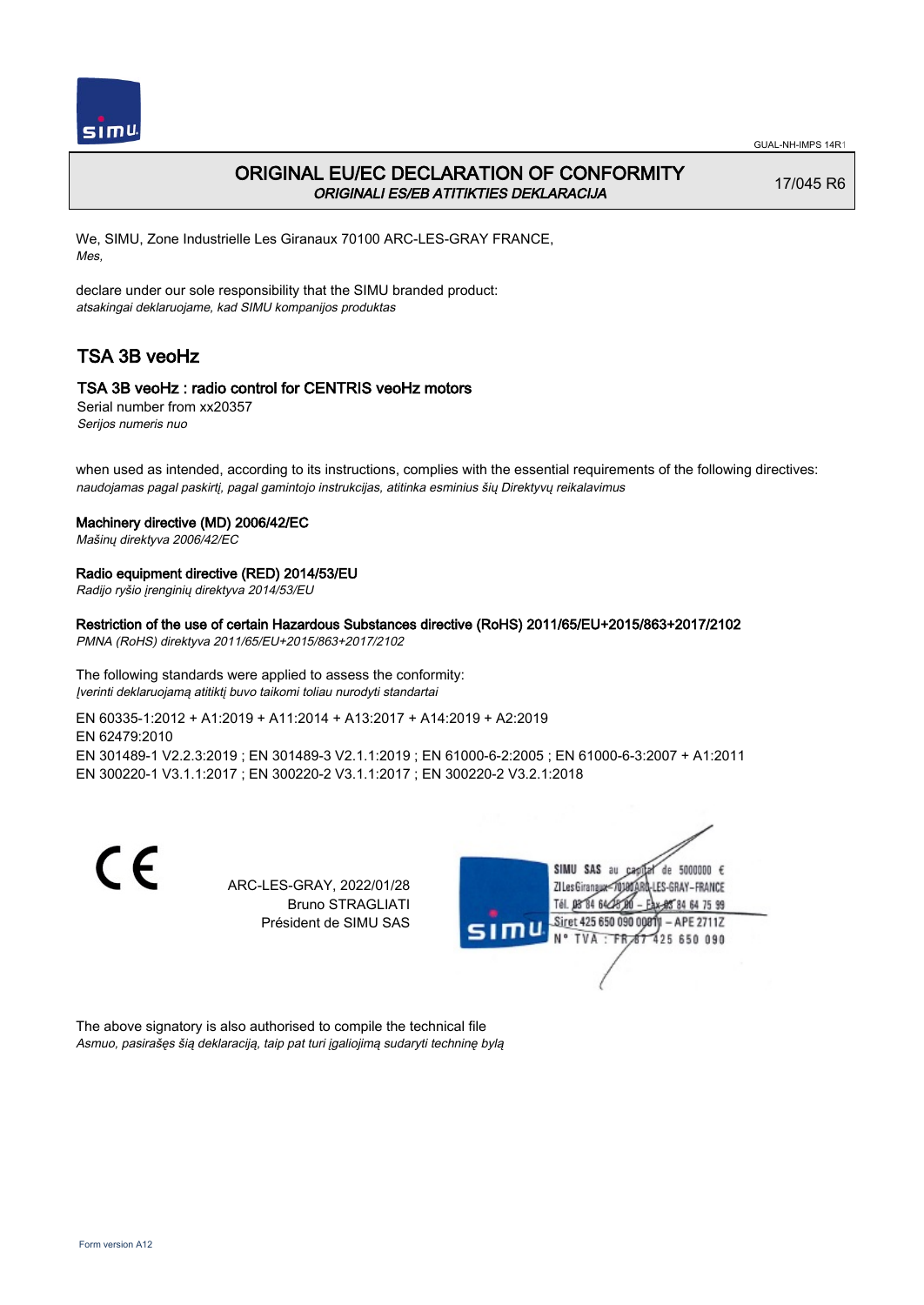GUAL-NH-IMPS 14R1

# ORIGINAL EU/EC DECLARATION OF CONFORMITY

*ORIGINALI ES/EB ATITIKTIES DEKLARACIJA*

17/045 R6

We, SIMU, Zone Industrielle Les Giranaux 70100 ARC-LES-GRAY FRANCE,
*Mes,*

declare under our sole responsibility that the SIMU branded product:
*atsakingai deklaruojame, kad SIMU kompanijos produktas*

## TSA 3B veoHz

### TSA 3B veoHz : radio control for CENTRIS veoHz motors

Serial number from xx20357
*Serijos numeris nuo*

when used as intended, according to its instructions, complies with the essential requirements of the following directives:
*naudojamas pagal paskirtį, pagal gamintojo instrukcijas, atitinka esminius šių Direktyvų reikalavimus*

**Machinery directive (MD) 2006/42/EC**
*Mašinų direktyva 2006/42/EC*

**Radio equipment directive (RED) 2014/53/EU**
*Radijo ryšio įrenginių direktyva 2014/53/EU*

**Restriction of the use of certain Hazardous Substances directive (RoHS) 2011/65/EU+2015/863+2017/2102**
*PMNA (RoHS) direktyva 2011/65/EU+2015/863+2017/2102*

The following standards were applied to assess the conformity:
*Įverinti deklaruojamą atitiktį buvo taikomi toliau nurodyti standartai*

EN 60335-1:2012 + A1:2019 + A11:2014 + A13:2017 + A14:2019 + A2:2019
EN 62479:2010
EN 301489-1 V2.2.3:2019 ; EN 301489-3 V2.1.1:2019 ; EN 61000-6-2:2005 ; EN 61000-6-3:2007 + A1:2011
EN 300220-1 V3.1.1:2017 ; EN 300220-2 V3.1.1:2017 ; EN 300220-2 V3.2.1:2018

CE

ARC-LES-GRAY, 2022/01/28
Bruno STRAGLIATI
Président de SIMU SAS

SIMU SAS au capital de 5000000 €
ZI Les Giranaux 70100 ARC-LES-GRAY-FRANCE
Tél. 03 84 64 75 00 – Fax 03 84 64 75 99
Siret 425 650 090 00011 – APE 2711Z
N° TVA : FR 87 425 650 090

The above signatory is also authorised to compile the technical file
*Asmuo, pasirašęs šią deklaraciją, taip pat turi įgaliojimą sudaryti techninę bylą*

Form version A12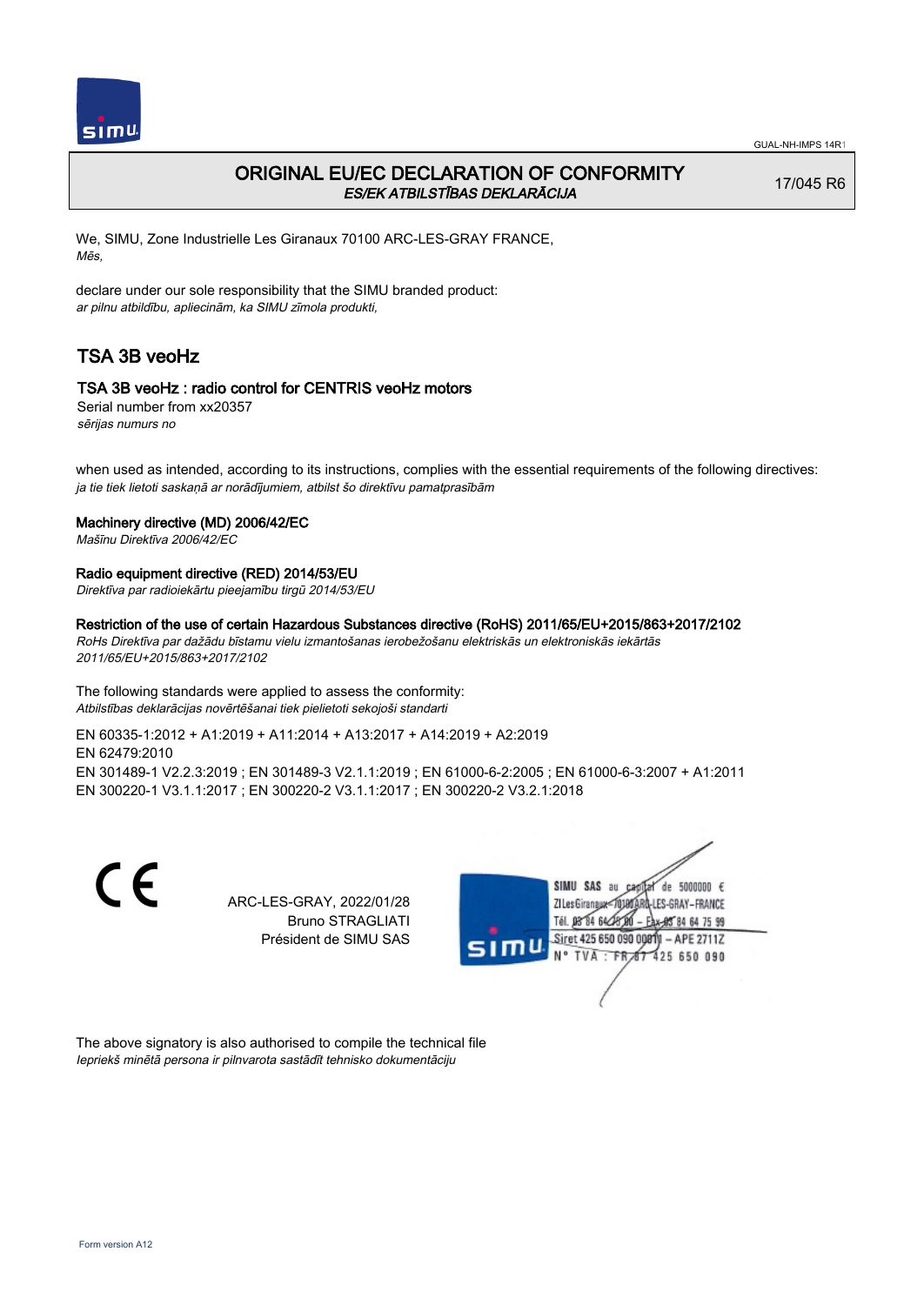GUAL-NH-IMPS 14R1

# ORIGINAL EU/EC DECLARATION OF CONFORMITY
*ES/EK ATBILSTĪBAS DEKLARĀCIJA*

17/045 R6

We, SIMU, Zone Industrielle Les Giranaux 70100 ARC-LES-GRAY FRANCE,
*Mēs,*

declare under our sole responsibility that the SIMU branded product:
*ar pilnu atbildību, apliecinām, ka SIMU zīmola produkti,*

## TSA 3B veoHz

### TSA 3B veoHz : radio control for CENTRIS veoHz motors

Serial number from xx20357
*sērijas numurs no*

when used as intended, according to its instructions, complies with the essential requirements of the following directives:
*ja tie tiek lietoti saskaņā ar norādījumiem, atbilst šo direktīvu pamatprasībām*

**Machinery directive (MD) 2006/42/EC**
*Mašīnu Direktīva 2006/42/EC*

**Radio equipment directive (RED) 2014/53/EU**
*Direktīva par radioiekārtu pieejamību tirgū 2014/53/EU*

**Restriction of the use of certain Hazardous Substances directive (RoHS) 2011/65/EU+2015/863+2017/2102**
*RoHs Direktīva par dažādu bīstamu vielu izmantošanas ierobežošanu elektriskās un elektroniskās iekārtās 2011/65/EU+2015/863+2017/2102*

The following standards were applied to assess the conformity:
*Atbilstības deklarācijas novērtēšanai tiek pielietoti sekojoši standarti*

EN 60335-1:2012 + A1:2019 + A11:2014 + A13:2017 + A14:2019 + A2:2019
EN 62479:2010
EN 301489-1 V2.2.3:2019 ; EN 301489-3 V2.1.1:2019 ; EN 61000-6-2:2005 ; EN 61000-6-3:2007 + A1:2011
EN 300220-1 V3.1.1:2017 ; EN 300220-2 V3.1.1:2017 ; EN 300220-2 V3.2.1:2018

ARC-LES-GRAY, 2022/01/28
Bruno STRAGLIATI
Président de SIMU SAS

SIMU SAS au capital de 5000000 €
ZI Les Giranaux 70100 ARC-LES-GRAY-FRANCE
Tél. 03 84 64 75 00 – Fax 03 84 64 75 99
Siret 425 650 090 00011 – APE 2711Z
N° TVA : FR 87 425 650 090

The above signatory is also authorised to compile the technical file
*Iepriekš minētā persona ir pilnvarota sastādīt tehnisko dokumentāciju*

Form version A12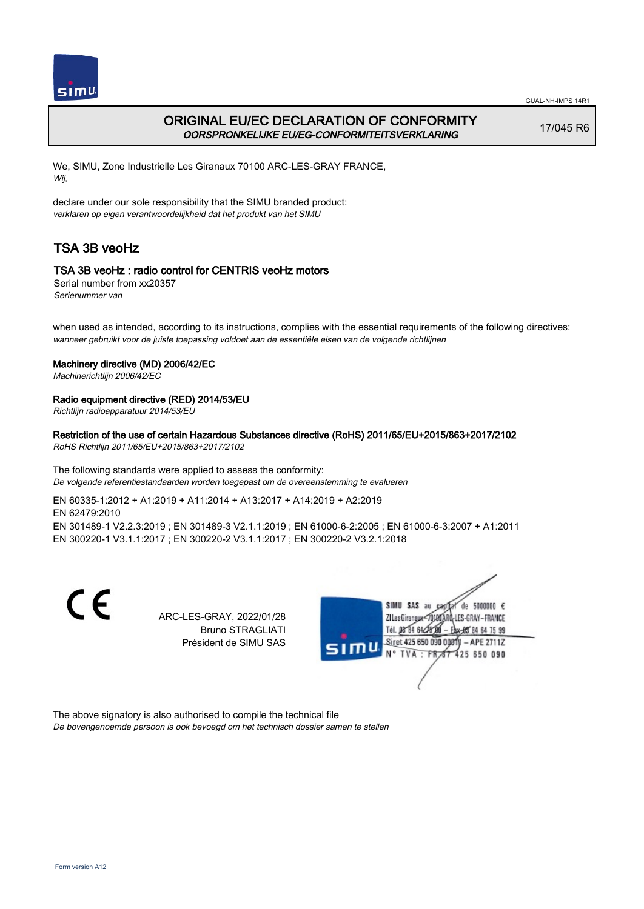GUAL-NH-IMPS 14R1

# ORIGINAL EU/EC DECLARATION OF CONFORMITY
*OORSPRONKELIJKE EU/EG-CONFORMITEITSVERKLARING*

17/045 R6

We, SIMU, Zone Industrielle Les Giranaux 70100 ARC-LES-GRAY FRANCE,
*Wij,*

declare under our sole responsibility that the SIMU branded product:
*verklaren op eigen verantwoordelijkheid dat het produkt van het SIMU*

## TSA 3B veoHz

### TSA 3B veoHz : radio control for CENTRIS veoHz motors

Serial number from xx20357
*Serienummer van*

when used as intended, according to its instructions, complies with the essential requirements of the following directives:
*wanneer gebruikt voor de juiste toepassing voldoet aan de essentiële eisen van de volgende richtlijnen*

**Machinery directive (MD) 2006/42/EC**
*Machinerichtlijn 2006/42/EC*

**Radio equipment directive (RED) 2014/53/EU**
*Richtlijn radioapparatuur 2014/53/EU*

**Restriction of the use of certain Hazardous Substances directive (RoHS) 2011/65/EU+2015/863+2017/2102**
*RoHS Richtlijn 2011/65/EU+2015/863+2017/2102*

The following standards were applied to assess the conformity:
*De volgende referentiestandaarden worden toegepast om de overeenstemming te evalueren*

EN 60335-1:2012 + A1:2019 + A11:2014 + A13:2017 + A14:2019 + A2:2019
EN 62479:2010
EN 301489-1 V2.2.3:2019 ; EN 301489-3 V2.1.1:2019 ; EN 61000-6-2:2005 ; EN 61000-6-3:2007 + A1:2011
EN 300220-1 V3.1.1:2017 ; EN 300220-2 V3.1.1:2017 ; EN 300220-2 V3.2.1:2018

CE

ARC-LES-GRAY, 2022/01/28
Bruno STRAGLIATI
Président de SIMU SAS

SIMU SAS au capital de 5000000 €
ZI Les Giranaux 70100 ARC-LES-GRAY-FRANCE
Tél. 03 84 64 75 00 – Fax 03 84 64 75 99
Siret 425 650 090 00011 – APE 2711Z
N° TVA : FR 87 425 650 090

The above signatory is also authorised to compile the technical file
*De bovengenoemde persoon is ook bevoegd om het technisch dossier samen te stellen*

Form version A12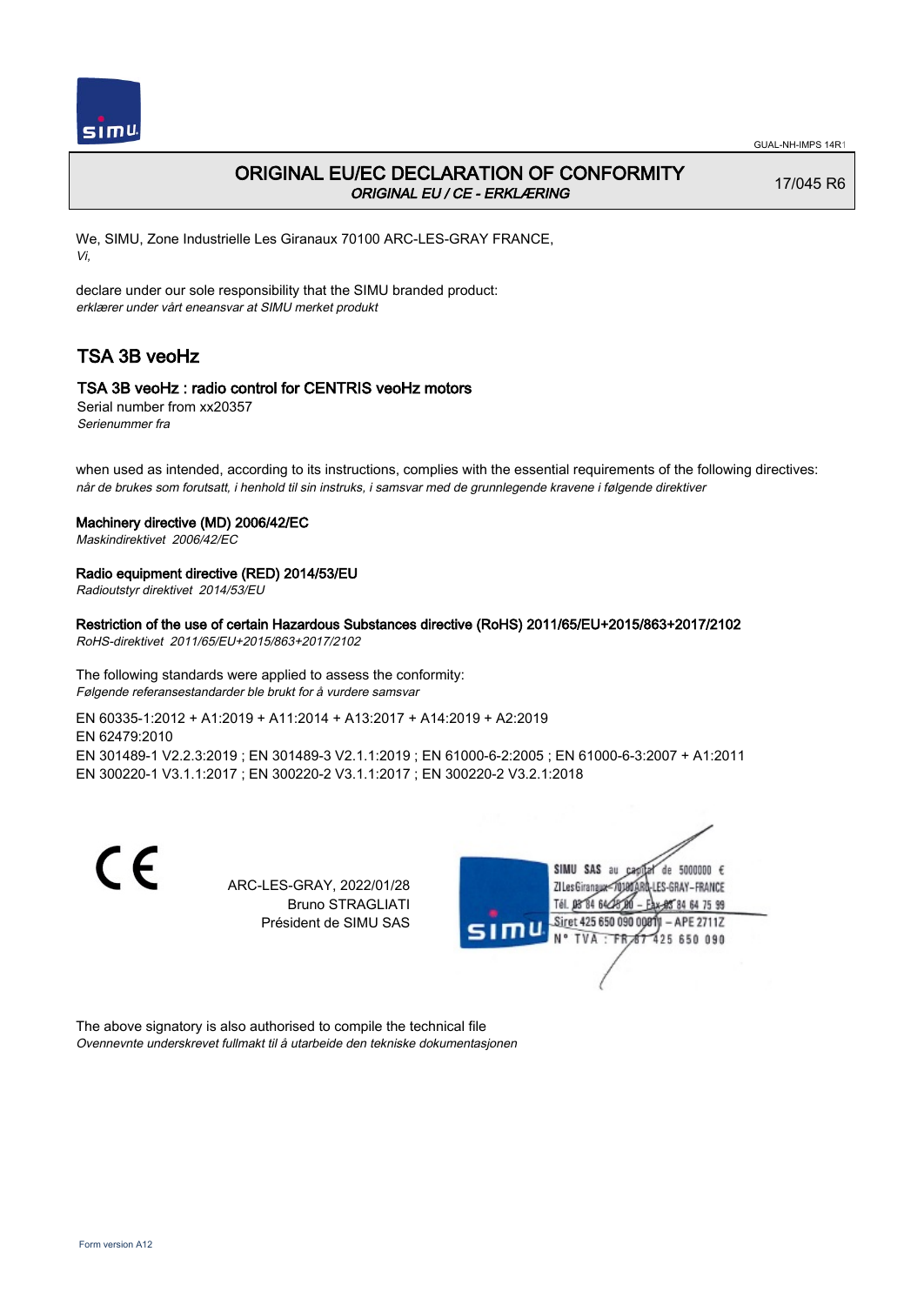GUAL-NH-IMPS 14R1

# ORIGINAL EU/EC DECLARATION OF CONFORMITY

*ORIGINAL EU / CE - ERKLÆRING*

17/045 R6

We, SIMU, Zone Industrielle Les Giranaux 70100 ARC-LES-GRAY FRANCE,
*Vi,*

declare under our sole responsibility that the SIMU branded product:
*erklærer under vårt eneansvar at SIMU merket produkt*

## TSA 3B veoHz

### TSA 3B veoHz : radio control for CENTRIS veoHz motors

Serial number from xx20357
*Serienummer fra*

when used as intended, according to its instructions, complies with the essential requirements of the following directives:
*når de brukes som forutsatt, i henhold til sin instruks, i samsvar med de grunnlegende kravene i følgende direktiver*

**Machinery directive (MD) 2006/42/EC**
*Maskindirektivet 2006/42/EC*

**Radio equipment directive (RED) 2014/53/EU**
*Radioutstyr direktivet 2014/53/EU*

**Restriction of the use of certain Hazardous Substances directive (RoHS) 2011/65/EU+2015/863+2017/2102**
*RoHS-direktivet 2011/65/EU+2015/863+2017/2102*

The following standards were applied to assess the conformity:
*Følgende referansestandarder ble brukt for å vurdere samsvar*

EN 60335-1:2012 + A1:2019 + A11:2014 + A13:2017 + A14:2019 + A2:2019
EN 62479:2010
EN 301489-1 V2.2.3:2019 ; EN 301489-3 V2.1.1:2019 ; EN 61000-6-2:2005 ; EN 61000-6-3:2007 + A1:2011
EN 300220-1 V3.1.1:2017 ; EN 300220-2 V3.1.1:2017 ; EN 300220-2 V3.2.1:2018

CE

ARC-LES-GRAY, 2022/01/28
Bruno STRAGLIATI
Président de SIMU SAS

SIMU SAS au capital de 5000000 €
ZI Les Giranaux 70100 ARC-LES-GRAY-FRANCE
Tél. 03 84 64 75 00 – Fax 03 84 64 75 99
Siret 425 650 090 00011 – APE 2711Z
N° TVA : FR 87 425 650 090

The above signatory is also authorised to compile the technical file
*Ovennevnte underskrevet fullmakt til å utarbeide den tekniske dokumentasjonen*

Form version A12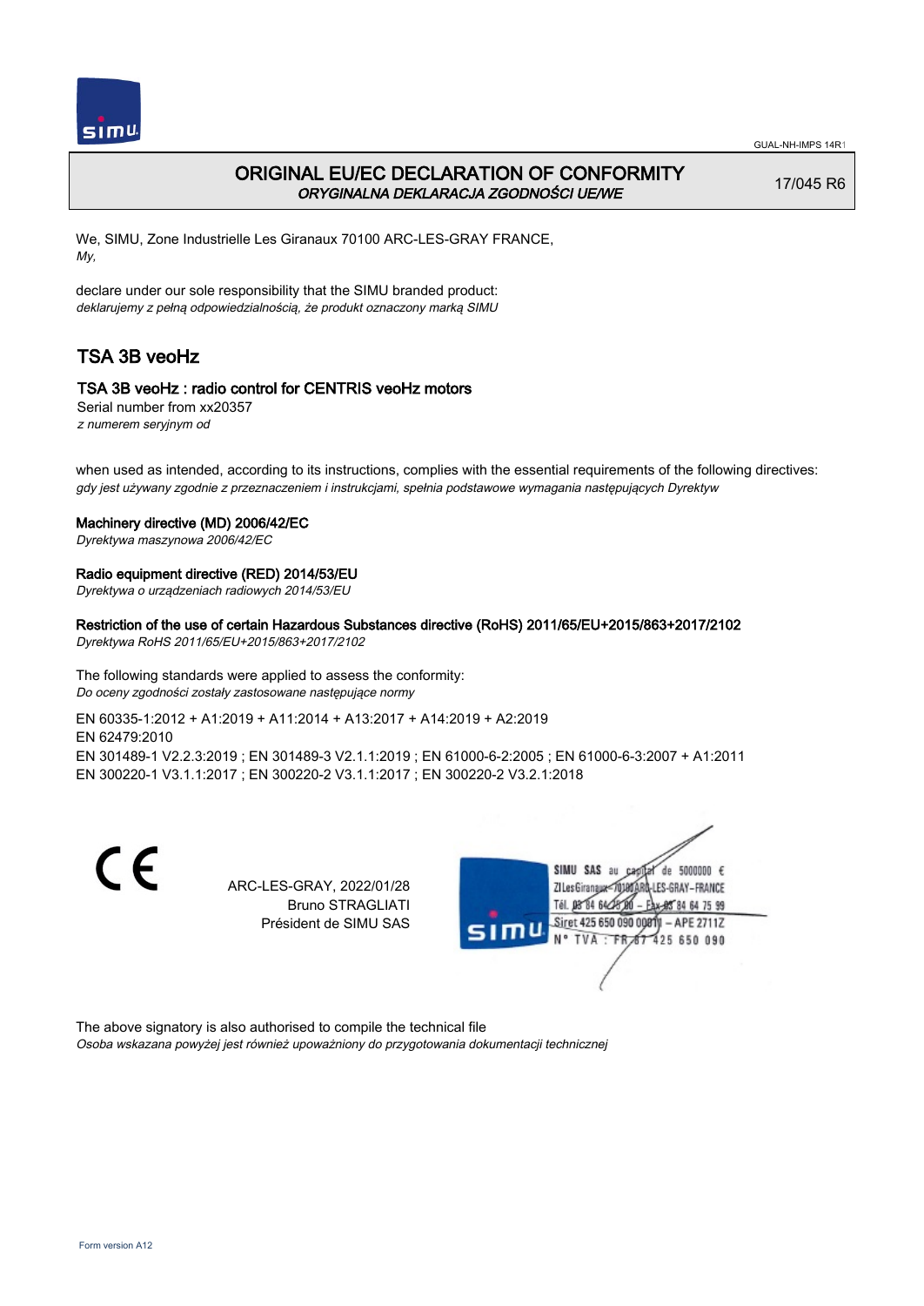# ORIGINAL EU/EC DECLARATION OF CONFORMITY
*ORYGINALNA DEKLARACJA ZGODNOŚCI UE/WE*

17/045 R6

We, SIMU, Zone Industrielle Les Giranaux 70100 ARC-LES-GRAY FRANCE,
*My,*

declare under our sole responsibility that the SIMU branded product:
*deklarujemy z pełną odpowiedzialnością, że produkt oznaczony marką SIMU*

## TSA 3B veoHz

### TSA 3B veoHz : radio control for CENTRIS veoHz motors

Serial number from xx20357
*z numerem seryjnym od*

when used as intended, according to its instructions, complies with the essential requirements of the following directives:
*gdy jest używany zgodnie z przeznaczeniem i instrukcjami, spełnia podstawowe wymagania następujących Dyrektyw*

**Machinery directive (MD) 2006/42/EC**
*Dyrektywa maszynowa 2006/42/EC*

**Radio equipment directive (RED) 2014/53/EU**
*Dyrektywa o urządzeniach radiowych 2014/53/EU*

**Restriction of the use of certain Hazardous Substances directive (RoHS) 2011/65/EU+2015/863+2017/2102**
*Dyrektywa RoHS 2011/65/EU+2015/863+2017/2102*

The following standards were applied to assess the conformity:
*Do oceny zgodności zostały zastosowane następujące normy*

EN 60335-1:2012 + A1:2019 + A11:2014 + A13:2017 + A14:2019 + A2:2019
EN 62479:2010
EN 301489-1 V2.2.3:2019 ; EN 301489-3 V2.1.1:2019 ; EN 61000-6-2:2005 ; EN 61000-6-3:2007 + A1:2011
EN 300220-1 V3.1.1:2017 ; EN 300220-2 V3.1.1:2017 ; EN 300220-2 V3.2.1:2018

CE

ARC-LES-GRAY, 2022/01/28
Bruno STRAGLIATI
Président de SIMU SAS

SIMU SAS au capital de 5000000 €
ZI Les Giranaux 70100 ARC-LES-GRAY-FRANCE
Tél. 03 84 64 75 00 – Fax 03 84 64 75 99
Siret 425 650 090 00011 – APE 2711Z
N° TVA : FR 67 425 650 090

The above signatory is also authorised to compile the technical file
*Osoba wskazana powyżej jest również upoważniony do przygotowania dokumentacji technicznej*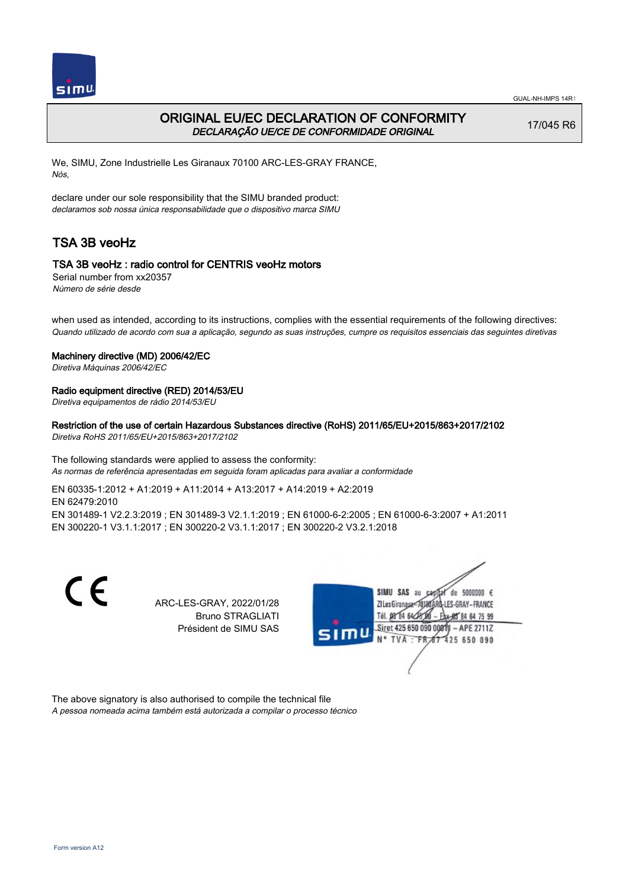# ORIGINAL EU/EC DECLARATION OF CONFORMITY

*DECLARAÇÃO UE/CE DE CONFORMIDADE ORIGINAL*

17/045 R6

We, SIMU, Zone Industrielle Les Giranaux 70100 ARC-LES-GRAY FRANCE,
*Nós,*

declare under our sole responsibility that the SIMU branded product:
*declaramos sob nossa única responsabilidade que o dispositivo marca SIMU*

## TSA 3B veoHz

### TSA 3B veoHz : radio control for CENTRIS veoHz motors

Serial number from xx20357
*Número de série desde*

when used as intended, according to its instructions, complies with the essential requirements of the following directives:
*Quando utilizado de acordo com sua a aplicação, segundo as suas instruções, cumpre os requisitos essenciais das seguintes diretivas*

**Machinery directive (MD) 2006/42/EC**
*Diretiva Máquinas 2006/42/EC*

**Radio equipment directive (RED) 2014/53/EU**
*Diretiva equipamentos de rádio 2014/53/EU*

**Restriction of the use of certain Hazardous Substances directive (RoHS) 2011/65/EU+2015/863+2017/2102**
*Diretiva RoHS 2011/65/EU+2015/863+2017/2102*

The following standards were applied to assess the conformity:
*As normas de referência apresentadas em seguida foram aplicadas para avaliar a conformidade*

EN 60335-1:2012 + A1:2019 + A11:2014 + A13:2017 + A14:2019 + A2:2019
EN 62479:2010
EN 301489-1 V2.2.3:2019 ; EN 301489-3 V2.1.1:2019 ; EN 61000-6-2:2005 ; EN 61000-6-3:2007 + A1:2011
EN 300220-1 V3.1.1:2017 ; EN 300220-2 V3.1.1:2017 ; EN 300220-2 V3.2.1:2018

CE

ARC-LES-GRAY, 2022/01/28
Bruno STRAGLIATI
Président de SIMU SAS

SIMU SAS au capital de 5000000 €
ZI Les Giranaux 70100 ARC-LES-GRAY-FRANCE
Tél. 03 84 64 75 00 – Fax 03 84 64 75 99
Siret 425 650 090 00811 – APE 2711Z
N° TVA : FR 87 425 650 090

The above signatory is also authorised to compile the technical file
*A pessoa nomeada acima também está autorizada a compilar o processo técnico*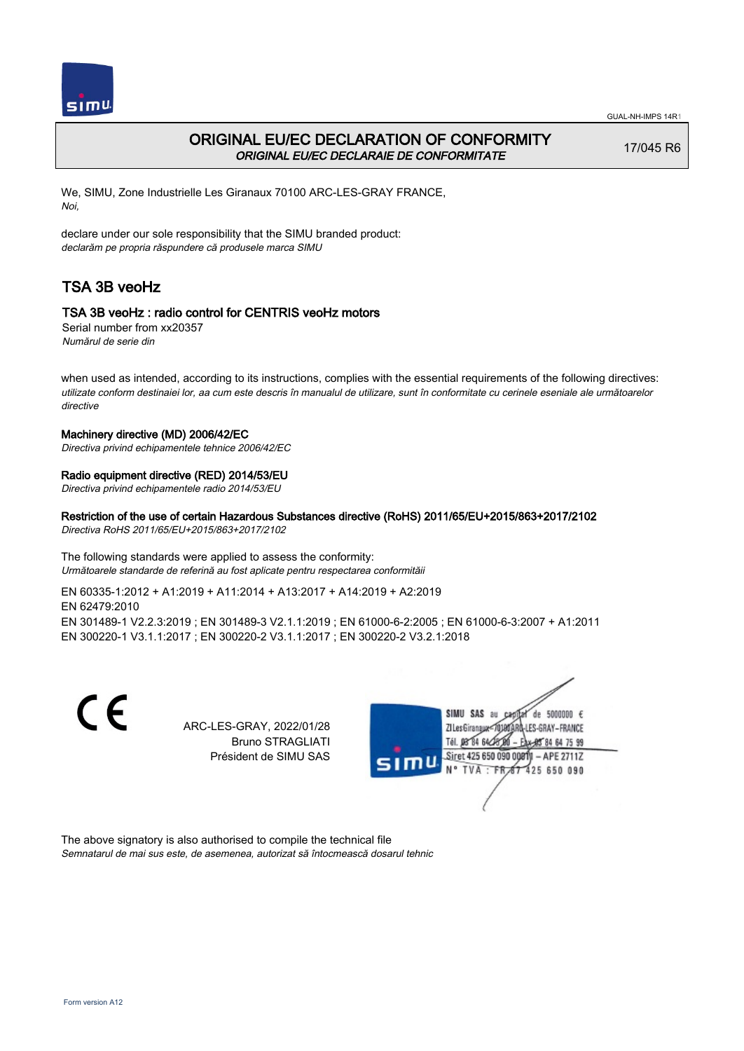GUAL-NH-IMPS 14R1

# ORIGINAL EU/EC DECLARATION OF CONFORMITY

*ORIGINAL EU/EC DECLARAIE DE CONFORMITATE*

17/045 R6

We, SIMU, Zone Industrielle Les Giranaux 70100 ARC-LES-GRAY FRANCE,
*Noi,*

declare under our sole responsibility that the SIMU branded product:
*declarăm pe propria răspundere că produsele marca SIMU*

## TSA 3B veoHz

### TSA 3B veoHz : radio control for CENTRIS veoHz motors

Serial number from xx20357
*Numărul de serie din*

when used as intended, according to its instructions, complies with the essential requirements of the following directives:
*utilizate conform destinaiei lor, aa cum este descris în manualul de utilizare, sunt în conformitate cu cerinele eseniale ale următoarelor directive*

#### Machinery directive (MD) 2006/42/EC

*Directiva privind echipamentele tehnice 2006/42/EC*

#### Radio equipment directive (RED) 2014/53/EU

*Directiva privind echipamentele radio 2014/53/EU*

#### Restriction of the use of certain Hazardous Substances directive (RoHS) 2011/65/EU+2015/863+2017/2102

*Directiva RoHS 2011/65/EU+2015/863+2017/2102*

The following standards were applied to assess the conformity:
*Următoarele standarde de referină au fost aplicate pentru respectarea conformităii*

EN 60335-1:2012 + A1:2019 + A11:2014 + A13:2017 + A14:2019 + A2:2019
EN 62479:2010
EN 301489-1 V2.2.3:2019 ; EN 301489-3 V2.1.1:2019 ; EN 61000-6-2:2005 ; EN 61000-6-3:2007 + A1:2011
EN 300220-1 V3.1.1:2017 ; EN 300220-2 V3.1.1:2017 ; EN 300220-2 V3.2.1:2018

CE

ARC-LES-GRAY, 2022/01/28
Bruno STRAGLIATI
Président de SIMU SAS

SIMU SAS au capital de 5000000 €
ZI Les Giranaux 70100 ARC-LES-GRAY-FRANCE
Tél. 03 84 64 75 00 – Fax 03 84 64 75 99
Siret 425 650 090 00011 – APE 2711Z
N° TVA : FR 87 425 650 090

The above signatory is also authorised to compile the technical file
*Semnatarul de mai sus este, de asemenea, autorizat să întocmească dosarul tehnic*

Form version A12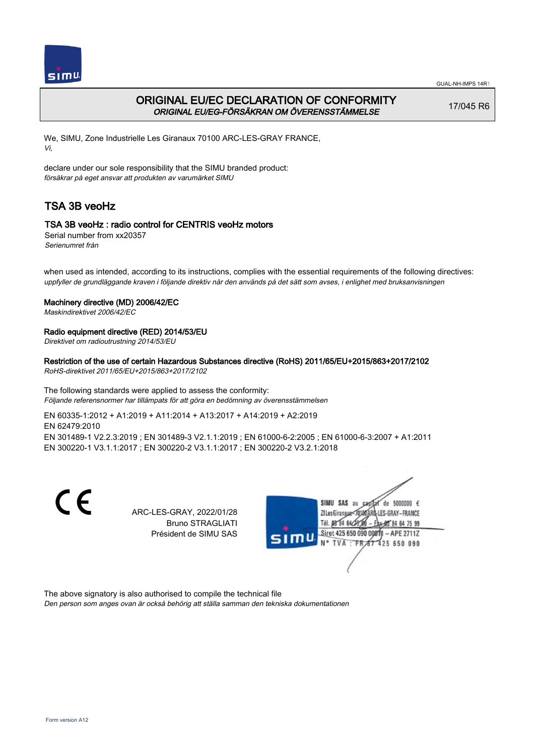# ORIGINAL EU/EC DECLARATION OF CONFORMITY
*ORIGINAL EU/EG-FÖRSÄKRAN OM ÖVERENSSTÄMMELSE*

17/045 R6

We, SIMU, Zone Industrielle Les Giranaux 70100 ARC-LES-GRAY FRANCE,
*Vi,*

declare under our sole responsibility that the SIMU branded product:
*försäkrar på eget ansvar att produkten av varumärket SIMU*

## TSA 3B veoHz

### TSA 3B veoHz : radio control for CENTRIS veoHz motors

Serial number from xx20357
*Serienumret från*

when used as intended, according to its instructions, complies with the essential requirements of the following directives:
*uppfyller de grundläggande kraven i följande direktiv när den används på det sätt som avses, i enlighet med bruksanvisningen*

**Machinery directive (MD) 2006/42/EC**
*Maskindirektivet 2006/42/EC*

**Radio equipment directive (RED) 2014/53/EU**
*Direktivet om radioutrustning 2014/53/EU*

**Restriction of the use of certain Hazardous Substances directive (RoHS) 2011/65/EU+2015/863+2017/2102**
*RoHS-direktivet 2011/65/EU+2015/863+2017/2102*

The following standards were applied to assess the conformity:
*Följande referensnormer har tillämpats för att göra en bedömning av överensstämmelsen*

EN 60335-1:2012 + A1:2019 + A11:2014 + A13:2017 + A14:2019 + A2:2019
EN 62479:2010
EN 301489-1 V2.2.3:2019 ; EN 301489-3 V2.1.1:2019 ; EN 61000-6-2:2005 ; EN 61000-6-3:2007 + A1:2011
EN 300220-1 V3.1.1:2017 ; EN 300220-2 V3.1.1:2017 ; EN 300220-2 V3.2.1:2018

CE

ARC-LES-GRAY, 2022/01/28
Bruno STRAGLIATI
Président de SIMU SAS

SIMU SAS au capital de 5000000 €
ZI Les Giranaux 70100 ARC-LES-GRAY-FRANCE
Tél. 03 84 64 75 00 – Fax 03 84 64 75 99
Siret 425 650 090 00011 – APE 2711Z
N° TVA : FR 87 425 650 090

The above signatory is also authorised to compile the technical file
*Den person som anges ovan är också behörig att ställa samman den tekniska dokumentationen*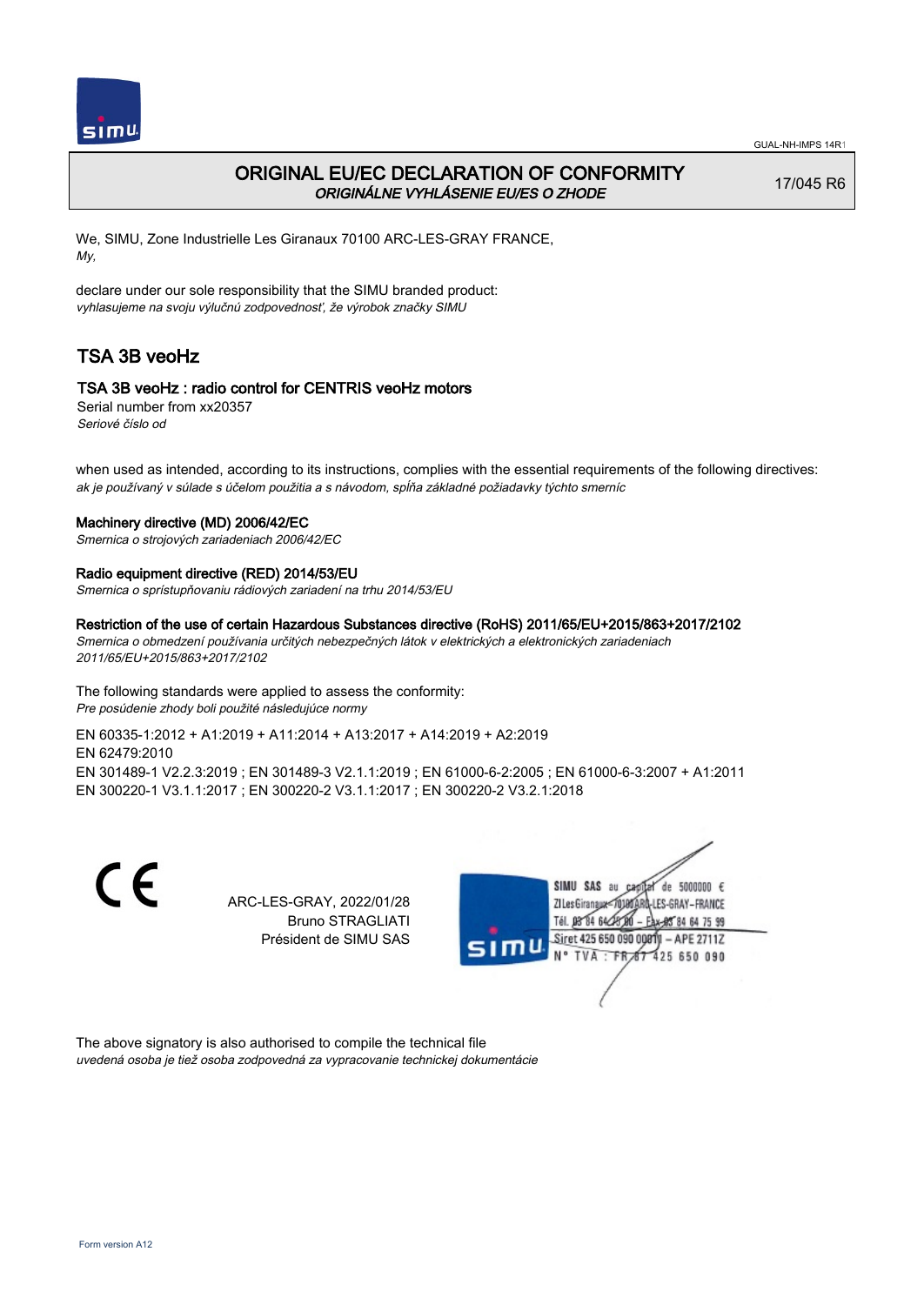# ORIGINAL EU/EC DECLARATION OF CONFORMITY

*ORIGINÁLNE VYHLÁSENIE EU/ES O ZHODE*

17/045 R6

We, SIMU, Zone Industrielle Les Giranaux 70100 ARC-LES-GRAY FRANCE,
*My,*

declare under our sole responsibility that the SIMU branded product:
*vyhlasujeme na svoju výlučnú zodpovednosť, že výrobok značky SIMU*

## TSA 3B veoHz

### TSA 3B veoHz : radio control for CENTRIS veoHz motors

Serial number from xx20357
*Seriové číslo od*

when used as intended, according to its instructions, complies with the essential requirements of the following directives:
*ak je používaný v súlade s účelom použitia a s návodom, spĺňa základné požiadavky týchto smerníc*

**Machinery directive (MD) 2006/42/EC**
*Smernica o strojových zariadeniach 2006/42/EC*

**Radio equipment directive (RED) 2014/53/EU**
*Smernica o sprístupňovaniu rádiových zariadení na trhu 2014/53/EU*

**Restriction of the use of certain Hazardous Substances directive (RoHS) 2011/65/EU+2015/863+2017/2102**
*Smernica o obmedzení používania určitých nebezpečných látok v elektrických a elektronických zariadeniach 2011/65/EU+2015/863+2017/2102*

The following standards were applied to assess the conformity:
*Pre posúdenie zhody boli použité následujúce normy*

EN 60335-1:2012 + A1:2019 + A11:2014 + A13:2017 + A14:2019 + A2:2019
EN 62479:2010
EN 301489-1 V2.2.3:2019 ; EN 301489-3 V2.1.1:2019 ; EN 61000-6-2:2005 ; EN 61000-6-3:2007 + A1:2011
EN 300220-1 V3.1.1:2017 ; EN 300220-2 V3.1.1:2017 ; EN 300220-2 V3.2.1:2018

CE

ARC-LES-GRAY, 2022/01/28
Bruno STRAGLIATI
Président de SIMU SAS

SIMU SAS au capital de 5000000 €
ZI Les Giranaux 70100 ARC-LES-GRAY-FRANCE
Tél. 03 84 64 75 00 – Fax 03 84 64 75 99
Siret 425 650 090 00011 – APE 2711Z
N° TVA : FR 87 425 650 090

The above signatory is also authorised to compile the technical file
*uvedená osoba je tiež osoba zodpovedná za vypracovanie technickej dokumentácie*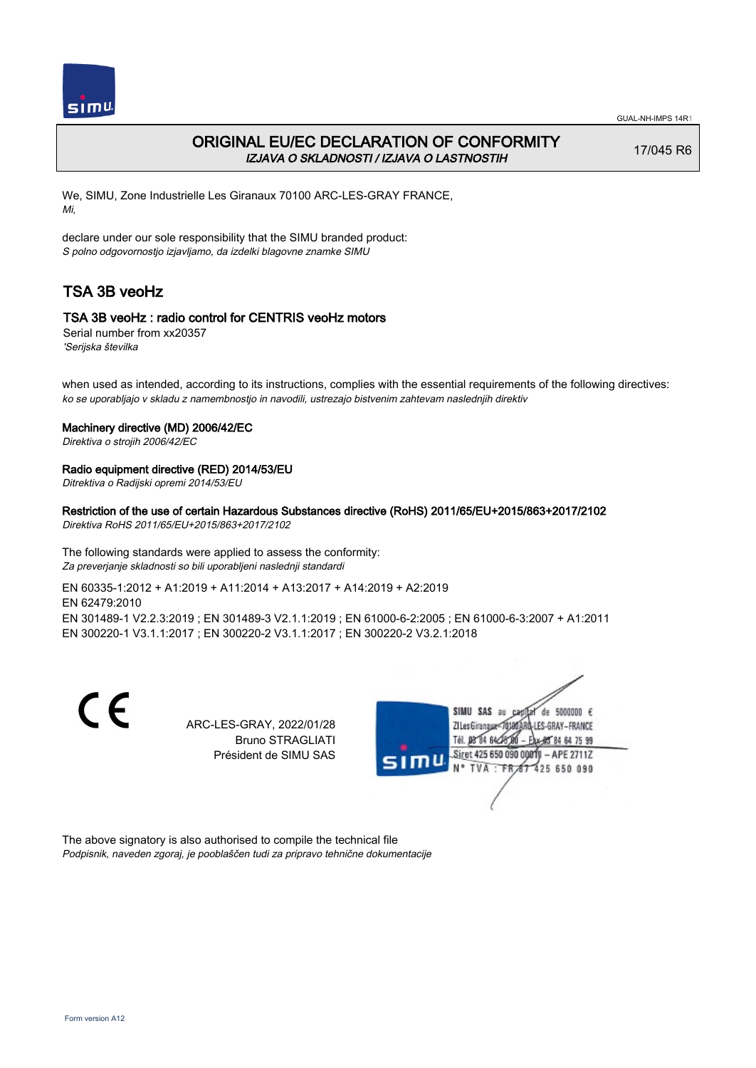# ORIGINAL EU/EC DECLARATION OF CONFORMITY

*IZJAVA O SKLADNOSTI / IZJAVA O LASTNOSTIH*

17/045 R6

We, SIMU, Zone Industrielle Les Giranaux 70100 ARC-LES-GRAY FRANCE,
*Mi,*

declare under our sole responsibility that the SIMU branded product:
*S polno odgovornostjo izjavljamo, da izdelki blagovne znamke SIMU*

## TSA 3B veoHz

### TSA 3B veoHz : radio control for CENTRIS veoHz motors

Serial number from xx20357
*'Serijska številka*

when used as intended, according to its instructions, complies with the essential requirements of the following directives:
*ko se uporabljajo v skladu z namembnostjo in navodili, ustrezajo bistvenim zahtevam naslednjih direktiv*

**Machinery directive (MD) 2006/42/EC**
*Direktiva o strojih 2006/42/EC*

**Radio equipment directive (RED) 2014/53/EU**
*Ditrektiva o Radijski opremi 2014/53/EU*

**Restriction of the use of certain Hazardous Substances directive (RoHS) 2011/65/EU+2015/863+2017/2102**
*Direktiva RoHS 2011/65/EU+2015/863+2017/2102*

The following standards were applied to assess the conformity:
*Za preverjanje skladnosti so bili uporabljeni naslednji standardi*

EN 60335-1:2012 + A1:2019 + A11:2014 + A13:2017 + A14:2019 + A2:2019
EN 62479:2010
EN 301489-1 V2.2.3:2019 ; EN 301489-3 V2.1.1:2019 ; EN 61000-6-2:2005 ; EN 61000-6-3:2007 + A1:2011
EN 300220-1 V3.1.1:2017 ; EN 300220-2 V3.1.1:2017 ; EN 300220-2 V3.2.1:2018

CE

ARC-LES-GRAY, 2022/01/28
Bruno STRAGLIATI
Président de SIMU SAS

SIMU SAS au capital de 5000000 €
ZI Les Giranaux 70100 ARC-LES-GRAY – FRANCE
Tél. 03 84 64 75 00 – Fax 03 84 64 75 99
Siret 425 650 090 00011 – APE 2711Z
N° TVA : FR 67 425 650 090

The above signatory is also authorised to compile the technical file
*Podpisnik, naveden zgoraj, je pooblaščen tudi za pripravo tehnične dokumentacije*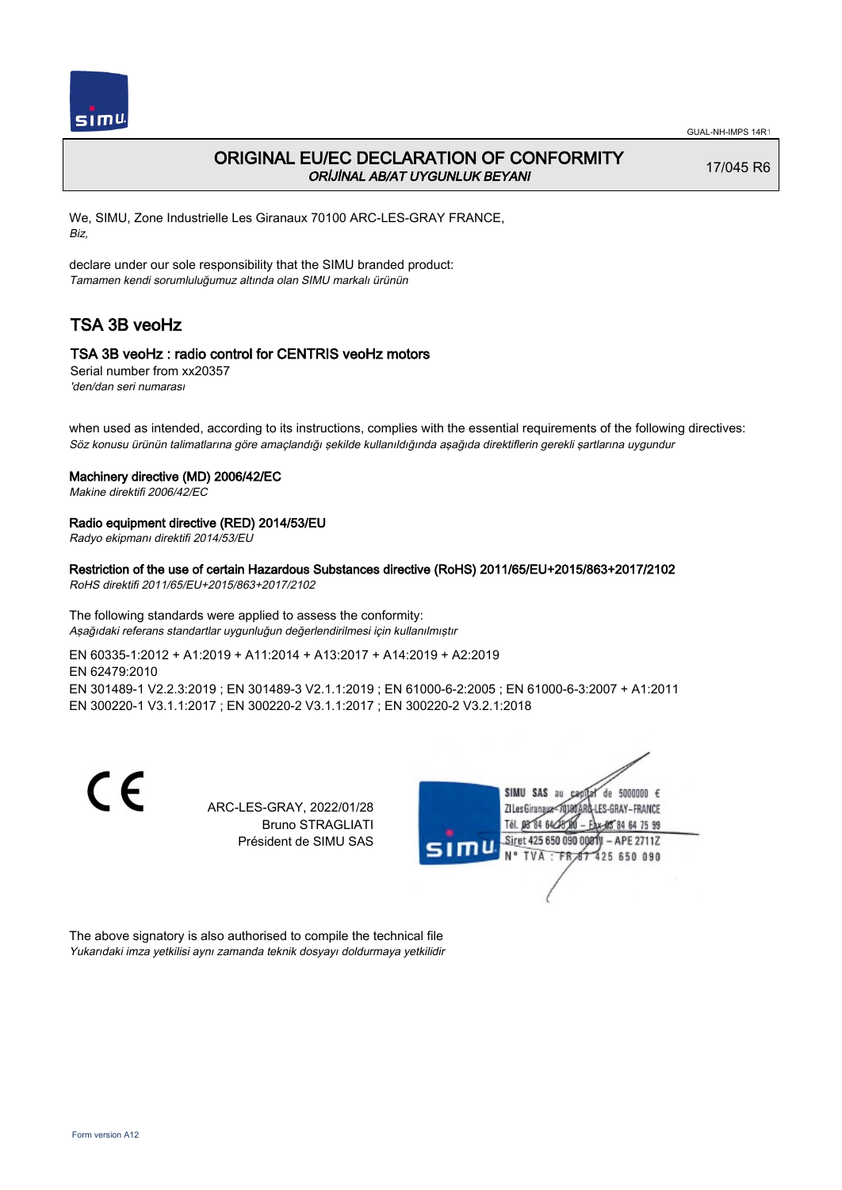# ORIGINAL EU/EC DECLARATION OF CONFORMITY

*ORİJİNAL AB/AT UYGUNLUK BEYANI*

17/045 R6

We, SIMU, Zone Industrielle Les Giranaux 70100 ARC-LES-GRAY FRANCE,
*Biz,*

declare under our sole responsibility that the SIMU branded product:
*Tamamen kendi sorumluluğumuz altında olan SIMU markalı ürünün*

## TSA 3B veoHz

### TSA 3B veoHz : radio control for CENTRIS veoHz motors

Serial number from xx20357
*'den/dan seri numarası*

when used as intended, according to its instructions, complies with the essential requirements of the following directives:
*Söz konusu ürünün talimatlarına göre amaçlandığı şekilde kullanıldığında aşağıda direktiflerin gerekli şartlarına uygundur*

**Machinery directive (MD) 2006/42/EC**
*Makine direktifi 2006/42/EC*

**Radio equipment directive (RED) 2014/53/EU**
*Radyo ekipmanı direktifi 2014/53/EU*

**Restriction of the use of certain Hazardous Substances directive (RoHS) 2011/65/EU+2015/863+2017/2102**
*RoHS direktifi 2011/65/EU+2015/863+2017/2102*

The following standards were applied to assess the conformity:
*Aşağıdaki referans standartlar uygunluğun değerlendirilmesi için kullanılmıştır*

EN 60335-1:2012 + A1:2019 + A11:2014 + A13:2017 + A14:2019 + A2:2019
EN 62479:2010
EN 301489-1 V2.2.3:2019 ; EN 301489-3 V2.1.1:2019 ; EN 61000-6-2:2005 ; EN 61000-6-3:2007 + A1:2011
EN 300220-1 V3.1.1:2017 ; EN 300220-2 V3.1.1:2017 ; EN 300220-2 V3.2.1:2018

CE

ARC-LES-GRAY, 2022/01/28
Bruno STRAGLIATI
Président de SIMU SAS

SIMU SAS au capital de 5000000 €
ZI Les Giranaux 70100 ARC-LES-GRAY-FRANCE
Tél. 03 84 64 75 00 – Fax 03 84 64 75 99
Siret 425 650 090 00011 – APE 2711Z
N° TVA : FR 67 425 650 090

The above signatory is also authorised to compile the technical file
*Yukarıdaki imza yetkilisi aynı zamanda teknik dosyayı doldurmaya yetkilidir*